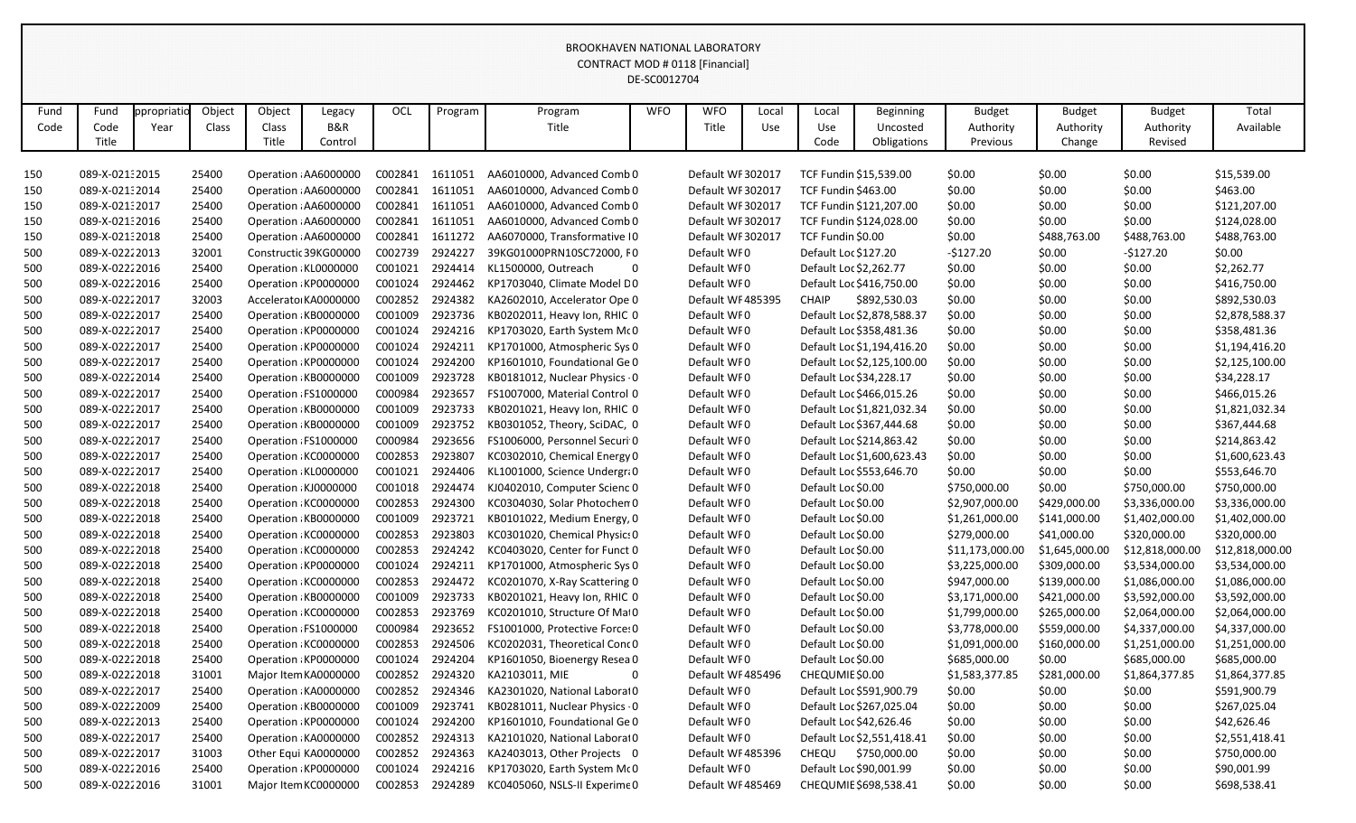BROOKHAVEN NATIONAL LABORATORY
CONTRACT MOD # 0118 [Financial]
DE-SC0012704

| Fund Code | Fund Code Title | ppropriatio Year | Object Class | Object Class Title | Legacy B&R Control | OCL | Program | Program Title | WFO | WFO Title | Local Use | Local Use Code | Beginning Uncosted Obligations | Budget Authority Previous | Budget Authority Change | Budget Authority Revised | Total Available |
|---|---|---|---|---|---|---|---|---|---|---|---|---|---|---|---|---|---|
| 150 | 089-X-0213 | 2015 | 25400 | Operation | AA6000000 | C002841 | 1611051 | AA6010000, Advanced Comb | 0 | Default WF | 302017 | TCF Fundin | $15,539.00 | $0.00 | $0.00 | $0.00 | $15,539.00 |
| 150 | 089-X-0213 | 2014 | 25400 | Operation | AA6000000 | C002841 | 1611051 | AA6010000, Advanced Comb | 0 | Default WF | 302017 | TCF Fundin | $463.00 | $0.00 | $0.00 | $0.00 | $463.00 |
| 150 | 089-X-0213 | 2017 | 25400 | Operation | AA6000000 | C002841 | 1611051 | AA6010000, Advanced Comb | 0 | Default WF | 302017 | TCF Fundin | $121,207.00 | $0.00 | $0.00 | $0.00 | $121,207.00 |
| 150 | 089-X-0213 | 2016 | 25400 | Operation | AA6000000 | C002841 | 1611051 | AA6010000, Advanced Comb | 0 | Default WF | 302017 | TCF Fundin | $124,028.00 | $0.00 | $0.00 | $0.00 | $124,028.00 |
| 150 | 089-X-0213 | 2018 | 25400 | Operation | AA6000000 | C002841 | 1611272 | AA6070000, Transformative I | 0 | Default WF | 302017 | TCF Fundin | $0.00 | $0.00 | $488,763.00 | $488,763.00 | $488,763.00 |
| 500 | 089-X-0222 | 2013 | 32001 | Constructi | 39KG00000 | C002739 | 2924227 | 39KG01000PRN10SC72000, F | 0 | Default WF | 0 | Default Loc | $127.20 | -$127.20 | $0.00 | -$127.20 | $0.00 |
| 500 | 089-X-0222 | 2016 | 25400 | Operation | KL0000000 | C001021 | 2924414 | KL1500000, Outreach | 0 | Default WF | 0 | Default Loc | $2,262.77 | $0.00 | $0.00 | $0.00 | $2,262.77 |
| 500 | 089-X-0222 | 2016 | 25400 | Operation | KP0000000 | C001024 | 2924462 | KP1703040, Climate Model D | 0 | Default WF | 0 | Default Loc | $416,750.00 | $0.00 | $0.00 | $0.00 | $416,750.00 |
| 500 | 089-X-0222 | 2017 | 32003 | Accelerator | KA0000000 | C002852 | 2924382 | KA2602010, Accelerator Ope | 0 | Default WF | 485395 | CHAIP | $892,530.03 | $0.00 | $0.00 | $0.00 | $892,530.03 |
| 500 | 089-X-0222 | 2017 | 25400 | Operation | KB0000000 | C001009 | 2923736 | KB0202011, Heavy Ion, RHIC | 0 | Default WF | 0 | Default Loc | $2,878,588.37 | $0.00 | $0.00 | $0.00 | $2,878,588.37 |
| 500 | 089-X-0222 | 2017 | 25400 | Operation | KP0000000 | C001024 | 2924216 | KP1703020, Earth System Mc | 0 | Default WF | 0 | Default Loc | $358,481.36 | $0.00 | $0.00 | $0.00 | $358,481.36 |
| 500 | 089-X-0222 | 2017 | 25400 | Operation | KP0000000 | C001024 | 2924211 | KP1701000, Atmospheric Sys | 0 | Default WF | 0 | Default Loc | $1,194,416.20 | $0.00 | $0.00 | $0.00 | $1,194,416.20 |
| 500 | 089-X-0222 | 2017 | 25400 | Operation | KP0000000 | C001024 | 2924200 | KP1601010, Foundational Ge | 0 | Default WF | 0 | Default Loc | $2,125,100.00 | $0.00 | $0.00 | $0.00 | $2,125,100.00 |
| 500 | 089-X-0222 | 2014 | 25400 | Operation | KB0000000 | C001009 | 2923728 | KB0181012, Nuclear Physics | 0 | Default WF | 0 | Default Loc | $34,228.17 | $0.00 | $0.00 | $0.00 | $34,228.17 |
| 500 | 089-X-0222 | 2017 | 25400 | Operation | FS1000000 | C000984 | 2923657 | FS1007000, Material Control | 0 | Default WF | 0 | Default Loc | $466,015.26 | $0.00 | $0.00 | $0.00 | $466,015.26 |
| 500 | 089-X-0222 | 2017 | 25400 | Operation | KB0000000 | C001009 | 2923733 | KB0201021, Heavy Ion, RHIC | 0 | Default WF | 0 | Default Loc | $1,821,032.34 | $0.00 | $0.00 | $0.00 | $1,821,032.34 |
| 500 | 089-X-0222 | 2017 | 25400 | Operation | KB0000000 | C001009 | 2923752 | KB0301052, Theory, SciDAC, | 0 | Default WF | 0 | Default Loc | $367,444.68 | $0.00 | $0.00 | $0.00 | $367,444.68 |
| 500 | 089-X-0222 | 2017 | 25400 | Operation | FS1000000 | C000984 | 2923656 | FS1006000, Personnel Securi | 0 | Default WF | 0 | Default Loc | $214,863.42 | $0.00 | $0.00 | $0.00 | $214,863.42 |
| 500 | 089-X-0222 | 2017 | 25400 | Operation | KC0000000 | C002853 | 2923807 | KC0302010, Chemical Energy | 0 | Default WF | 0 | Default Loc | $1,600,623.43 | $0.00 | $0.00 | $0.00 | $1,600,623.43 |
| 500 | 089-X-0222 | 2017 | 25400 | Operation | KL0000000 | C001021 | 2924406 | KL1001000, Science Undergra | 0 | Default WF | 0 | Default Loc | $553,646.70 | $0.00 | $0.00 | $0.00 | $553,646.70 |
| 500 | 089-X-0222 | 2018 | 25400 | Operation | KJ0000000 | C001018 | 2924474 | KJ0402010, Computer Scienc | 0 | Default WF | 0 | Default Loc | $0.00 | $750,000.00 | $0.00 | $750,000.00 | $750,000.00 |
| 500 | 089-X-0222 | 2018 | 25400 | Operation | KC0000000 | C002853 | 2924300 | KC0304030, Solar Photochem | 0 | Default WF | 0 | Default Loc | $0.00 | $2,907,000.00 | $429,000.00 | $3,336,000.00 | $3,336,000.00 |
| 500 | 089-X-0222 | 2018 | 25400 | Operation | KB0000000 | C001009 | 2923721 | KB0101022, Medium Energy, | 0 | Default WF | 0 | Default Loc | $0.00 | $1,261,000.00 | $141,000.00 | $1,402,000.00 | $1,402,000.00 |
| 500 | 089-X-0222 | 2018 | 25400 | Operation | KC0000000 | C002853 | 2923803 | KC0301020, Chemical Physics | 0 | Default WF | 0 | Default Loc | $0.00 | $279,000.00 | $41,000.00 | $320,000.00 | $320,000.00 |
| 500 | 089-X-0222 | 2018 | 25400 | Operation | KC0000000 | C002853 | 2924242 | KC0403020, Center for Funct | 0 | Default WF | 0 | Default Loc | $0.00 | $11,173,000.00 | $1,645,000.00 | $12,818,000.00 | $12,818,000.00 |
| 500 | 089-X-0222 | 2018 | 25400 | Operation | KP0000000 | C001024 | 2924211 | KP1701000, Atmospheric Sys | 0 | Default WF | 0 | Default Loc | $0.00 | $3,225,000.00 | $309,000.00 | $3,534,000.00 | $3,534,000.00 |
| 500 | 089-X-0222 | 2018 | 25400 | Operation | KC0000000 | C002853 | 2924472 | KC0201070, X-Ray Scattering | 0 | Default WF | 0 | Default Loc | $0.00 | $947,000.00 | $139,000.00 | $1,086,000.00 | $1,086,000.00 |
| 500 | 089-X-0222 | 2018 | 25400 | Operation | KB0000000 | C001009 | 2923733 | KB0201021, Heavy Ion, RHIC | 0 | Default WF | 0 | Default Loc | $0.00 | $3,171,000.00 | $421,000.00 | $3,592,000.00 | $3,592,000.00 |
| 500 | 089-X-0222 | 2018 | 25400 | Operation | KC0000000 | C002853 | 2923769 | KC0201010, Structure Of Ma | 0 | Default WF | 0 | Default Loc | $0.00 | $1,799,000.00 | $265,000.00 | $2,064,000.00 | $2,064,000.00 |
| 500 | 089-X-0222 | 2018 | 25400 | Operation | FS1000000 | C000984 | 2923652 | FS1001000, Protective Forces | 0 | Default WF | 0 | Default Loc | $0.00 | $3,778,000.00 | $559,000.00 | $4,337,000.00 | $4,337,000.00 |
| 500 | 089-X-0222 | 2018 | 25400 | Operation | KC0000000 | C002853 | 2924506 | KC0202031, Theoretical Cond | 0 | Default WF | 0 | Default Loc | $0.00 | $1,091,000.00 | $160,000.00 | $1,251,000.00 | $1,251,000.00 |
| 500 | 089-X-0222 | 2018 | 25400 | Operation | KP0000000 | C001024 | 2924204 | KP1601050, Bioenergy Resea | 0 | Default WF | 0 | Default Loc | $0.00 | $685,000.00 | $0.00 | $685,000.00 | $685,000.00 |
| 500 | 089-X-0222 | 2018 | 31001 | Major Item | KA0000000 | C002852 | 2924320 | KA2103011, MIE | 0 | Default WF | 485496 | CHEQUMIE | $0.00 | $1,583,377.85 | $281,000.00 | $1,864,377.85 | $1,864,377.85 |
| 500 | 089-X-0222 | 2017 | 25400 | Operation | KA0000000 | C002852 | 2924346 | KA2301020, National Laborat | 0 | Default WF | 0 | Default Loc | $591,900.79 | $0.00 | $0.00 | $0.00 | $591,900.79 |
| 500 | 089-X-0222 | 2009 | 25400 | Operation | KB0000000 | C001009 | 2923741 | KB0281011, Nuclear Physics | 0 | Default WF | 0 | Default Loc | $267,025.04 | $0.00 | $0.00 | $0.00 | $267,025.04 |
| 500 | 089-X-0222 | 2013 | 25400 | Operation | KP0000000 | C001024 | 2924200 | KP1601010, Foundational Ge | 0 | Default WF | 0 | Default Loc | $42,626.46 | $0.00 | $0.00 | $0.00 | $42,626.46 |
| 500 | 089-X-0222 | 2017 | 25400 | Operation | KA0000000 | C002852 | 2924315 | KA2101020, National Laborat | 0 | Default WF | 0 | Default Loc | $2,551,418.41 | $0.00 | $0.00 | $0.00 | $2,551,418.41 |
| 500 | 089-X-0222 | 2017 | 31003 | Other Equi | KA0000000 | C002852 | 2924363 | KA2403013, Other Projects | 0 | Default WF | 485396 | CHEQU | $750,000.00 | $0.00 | $0.00 | $0.00 | $750,000.00 |
| 500 | 089-X-0222 | 2016 | 25400 | Operation | KP0000000 | C001024 | 2924216 | KP1703020, Earth System Mc | 0 | Default WF | 0 | Default Loc | $90,001.99 | $0.00 | $0.00 | $0.00 | $90,001.99 |
| 500 | 089-X-0222 | 2016 | 31001 | Major Item | KC0000000 | C002853 | 2924289 | KC0405060, NSLS-II Experime | 0 | Default WF | 485469 | CHEQUMIE | $698,538.41 | $0.00 | $0.00 | $0.00 | $698,538.41 |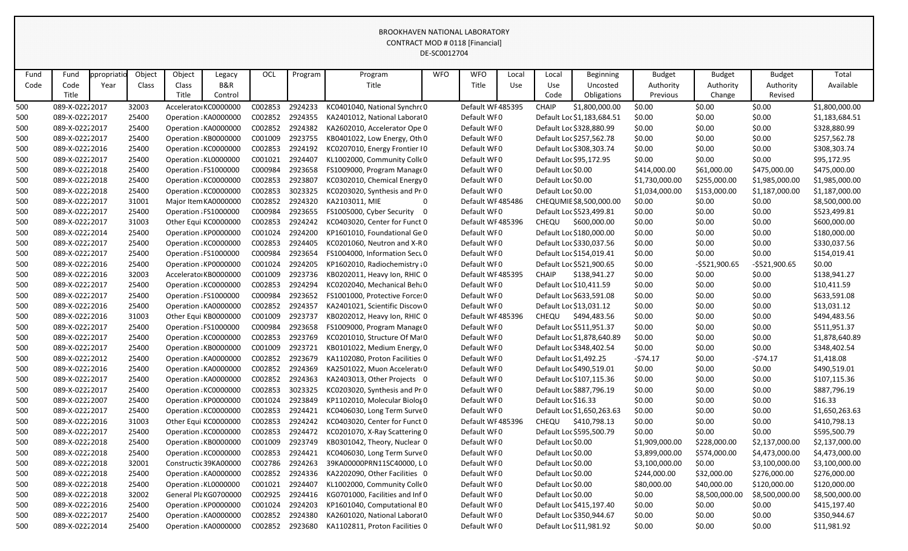# BROOKHAVEN NATIONAL LABORATORY
## CONTRACT MOD # 0118 [Financial]
## DE-SC0012704

| Fund Code | Fund Code Title | ppropriatio Year | Object Class | Object Class Title | Legacy B&R Control | OCL | Program | Program Title | WFO | WFO Title | Local Use | Local Use Code | Beginning Uncosted Obligations | Budget Authority Previous | Budget Authority Change | Budget Authority Revised | Total Available |
|---|---|---|---|---|---|---|---|---|---|---|---|---|---|---|---|---|---|
| 500 | 089-X-0222 | 2017 | 32003 | Accelerato | KC0000000 | C002853 | 2924233 | KC0401040, National Synchro | 0 | Default WF | 485395 | CHAIP | $1,800,000.00 | $0.00 | $0.00 | $0.00 | $1,800,000.00 |
| 500 | 089-X-0222 | 2017 | 25400 | Operation | KA0000000 | C002852 | 2924355 | KA2401012, National Laborat | 0 | Default WF | 0 | Default Loc | $1,183,684.51 | $0.00 | $0.00 | $0.00 | $1,183,684.51 |
| 500 | 089-X-0222 | 2017 | 25400 | Operation | KA0000000 | C002852 | 2924382 | KA2602010, Accelerator Ope | 0 | Default WF | 0 | Default Loc | $328,880.99 | $0.00 | $0.00 | $0.00 | $328,880.99 |
| 500 | 089-X-0222 | 2017 | 25400 | Operation | KB0000000 | C001009 | 2923755 | KB0401022, Low Energy, Oth | 0 | Default WF | 0 | Default Loc | $257,562.78 | $0.00 | $0.00 | $0.00 | $257,562.78 |
| 500 | 089-X-0222 | 2016 | 25400 | Operation | KC0000000 | C002853 | 2924192 | KC0207010, Energy Frontier I | 0 | Default WF | 0 | Default Loc | $308,303.74 | $0.00 | $0.00 | $0.00 | $308,303.74 |
| 500 | 089-X-0222 | 2017 | 25400 | Operation | KL0000000 | C001021 | 2924407 | KL1002000, Community Colle | 0 | Default WF | 0 | Default Loc | $95,172.95 | $0.00 | $0.00 | $0.00 | $95,172.95 |
| 500 | 089-X-0222 | 2018 | 25400 | Operation | FS1000000 | C000984 | 2923658 | FS1009000, Program Manage | 0 | Default WF | 0 | Default Loc | $0.00 | $414,000.00 | $61,000.00 | $475,000.00 | $475,000.00 |
| 500 | 089-X-0222 | 2018 | 25400 | Operation | KC0000000 | C002853 | 2923807 | KC0302010, Chemical Energy | 0 | Default WF | 0 | Default Loc | $0.00 | $1,730,000.00 | $255,000.00 | $1,985,000.00 | $1,985,000.00 |
| 500 | 089-X-0222 | 2018 | 25400 | Operation | KC0000000 | C002853 | 3023325 | KC0203020, Synthesis and Pr | 0 | Default WF | 0 | Default Loc | $0.00 | $1,034,000.00 | $153,000.00 | $1,187,000.00 | $1,187,000.00 |
| 500 | 089-X-0222 | 2017 | 31001 | Major Item | KA0000000 | C002852 | 2924320 | KA2103011, MIE | 0 | Default WF | 485486 | CHEQUMIE | $8,500,000.00 | $0.00 | $0.00 | $0.00 | $8,500,000.00 |
| 500 | 089-X-0222 | 2017 | 25400 | Operation | FS1000000 | C000984 | 2923655 | FS1005000, Cyber Security | 0 | Default WF | 0 | Default Loc | $523,499.81 | $0.00 | $0.00 | $0.00 | $523,499.81 |
| 500 | 089-X-0222 | 2017 | 31003 | Other Equi | KC0000000 | C002853 | 2924242 | KC0403020, Center for Funct | 0 | Default WF | 485396 | CHEQU | $600,000.00 | $0.00 | $0.00 | $0.00 | $600,000.00 |
| 500 | 089-X-0222 | 2014 | 25400 | Operation | KP0000000 | C001024 | 2924200 | KP1601010, Foundational Ge | 0 | Default WF | 0 | Default Loc | $180,000.00 | $0.00 | $0.00 | $0.00 | $180,000.00 |
| 500 | 089-X-0222 | 2017 | 25400 | Operation | KC0000000 | C002853 | 2924405 | KC0201060, Neutron and X-R | 0 | Default WF | 0 | Default Loc | $330,037.56 | $0.00 | $0.00 | $0.00 | $330,037.56 |
| 500 | 089-X-0222 | 2017 | 25400 | Operation | FS1000000 | C000984 | 2923654 | FS1004000, Information Secu | 0 | Default WF | 0 | Default Loc | $154,019.41 | $0.00 | $0.00 | $0.00 | $154,019.41 |
| 500 | 089-X-0222 | 2016 | 25400 | Operation | KP0000000 | C001024 | 2924205 | KP1602010, Radiochemistry | 0 | Default WF | 0 | Default Loc | $521,900.65 | $0.00 | -$521,900.65 | -$521,900.65 | $0.00 |
| 500 | 089-X-0222 | 2016 | 32003 | Accelerato | KB0000000 | C001009 | 2923736 | KB0202011, Heavy Ion, RHIC | 0 | Default WF | 485395 | CHAIP | $138,941.27 | $0.00 | $0.00 | $0.00 | $138,941.27 |
| 500 | 089-X-0222 | 2017 | 25400 | Operation | KC0000000 | C002853 | 2924294 | KC0202040, Mechanical Beha | 0 | Default WF | 0 | Default Loc | $10,411.59 | $0.00 | $0.00 | $0.00 | $10,411.59 |
| 500 | 089-X-0222 | 2017 | 25400 | Operation | FS1000000 | C000984 | 2923652 | FS1001000, Protective Forces | 0 | Default WF | 0 | Default Loc | $633,591.08 | $0.00 | $0.00 | $0.00 | $633,591.08 |
| 500 | 089-X-0222 | 2016 | 25400 | Operation | KA0000000 | C002852 | 2924357 | KA2401021, Scientific Discov | 0 | Default WF | 0 | Default Loc | $13,031.12 | $0.00 | $0.00 | $0.00 | $13,031.12 |
| 500 | 089-X-0222 | 2016 | 31003 | Other Equi | KB0000000 | C001009 | 2923737 | KB0202012, Heavy Ion, RHIC | 0 | Default WF | 485396 | CHEQU | $494,483.56 | $0.00 | $0.00 | $0.00 | $494,483.56 |
| 500 | 089-X-0222 | 2017 | 25400 | Operation | FS1000000 | C000984 | 2923658 | FS1009000, Program Manage | 0 | Default WF | 0 | Default Loc | $511,951.37 | $0.00 | $0.00 | $0.00 | $511,951.37 |
| 500 | 089-X-0222 | 2017 | 25400 | Operation | KC0000000 | C002853 | 2923769 | KC0201010, Structure Of Mat | 0 | Default WF | 0 | Default Loc | $1,878,640.89 | $0.00 | $0.00 | $0.00 | $1,878,640.89 |
| 500 | 089-X-0222 | 2017 | 25400 | Operation | KB0000000 | C001009 | 2923721 | KB0101022, Medium Energy, | 0 | Default WF | 0 | Default Loc | $348,402.54 | $0.00 | $0.00 | $0.00 | $348,402.54 |
| 500 | 089-X-0222 | 2012 | 25400 | Operation | KA0000000 | C002852 | 2923679 | KA1102080, Proton Facilities | 0 | Default WF | 0 | Default Loc | $1,492.25 | -$74.17 | $0.00 | -$74.17 | $1,418.08 |
| 500 | 089-X-0222 | 2016 | 25400 | Operation | KA0000000 | C002852 | 2924369 | KA2501022, Muon Accelerat | 0 | Default WF | 0 | Default Loc | $490,519.01 | $0.00 | $0.00 | $0.00 | $490,519.01 |
| 500 | 089-X-0222 | 2017 | 25400 | Operation | KA0000000 | C002852 | 2924363 | KA2403013, Other Projects | 0 | Default WF | 0 | Default Loc | $107,115.36 | $0.00 | $0.00 | $0.00 | $107,115.36 |
| 500 | 089-X-0222 | 2017 | 25400 | Operation | KC0000000 | C002853 | 3023325 | KC0203020, Synthesis and Pr | 0 | Default WF | 0 | Default Loc | $887,796.19 | $0.00 | $0.00 | $0.00 | $887,796.19 |
| 500 | 089-X-0222 | 2007 | 25400 | Operation | KP0000000 | C001024 | 2923849 | KP1102010, Molecular Biolog | 0 | Default WF | 0 | Default Loc | $16.33 | $0.00 | $0.00 | $0.00 | $16.33 |
| 500 | 089-X-0222 | 2017 | 25400 | Operation | KC0000000 | C002853 | 2924421 | KC0406030, Long Term Surve | 0 | Default WF | 0 | Default Loc | $1,650,263.63 | $0.00 | $0.00 | $0.00 | $1,650,263.63 |
| 500 | 089-X-0222 | 2016 | 31003 | Other Equi | KC0000000 | C002853 | 2924242 | KC0403020, Center for Funct | 0 | Default WF | 485396 | CHEQU | $410,798.13 | $0.00 | $0.00 | $0.00 | $410,798.13 |
| 500 | 089-X-0222 | 2017 | 25400 | Operation | KC0000000 | C002853 | 2924472 | KC0201070, X-Ray Scattering | 0 | Default WF | 0 | Default Loc | $595,500.79 | $0.00 | $0.00 | $0.00 | $595,500.79 |
| 500 | 089-X-0222 | 2018 | 25400 | Operation | KB0000000 | C001009 | 2923749 | KB0301042, Theory, Nuclear | 0 | Default WF | 0 | Default Loc | $0.00 | $1,909,000.00 | $228,000.00 | $2,137,000.00 | $2,137,000.00 |
| 500 | 089-X-0222 | 2018 | 25400 | Operation | KC0000000 | C002853 | 2924421 | KC0406030, Long Term Surve | 0 | Default WF | 0 | Default Loc | $0.00 | $3,899,000.00 | $574,000.00 | $4,473,000.00 | $4,473,000.00 |
| 500 | 089-X-0222 | 2018 | 32001 | Constructio | 39KA00000 | C002786 | 2924263 | 39KA00000PRN11SC40000, L | 0 | Default WF | 0 | Default Loc | $0.00 | $3,100,000.00 | $0.00 | $3,100,000.00 | $3,100,000.00 |
| 500 | 089-X-0222 | 2018 | 25400 | Operation | KA0000000 | C002852 | 2924336 | KA2202090, Other Facilities | 0 | Default WF | 0 | Default Loc | $0.00 | $244,000.00 | $32,000.00 | $276,000.00 | $276,000.00 |
| 500 | 089-X-0222 | 2018 | 25400 | Operation | KL0000000 | C001021 | 2924407 | KL1002000, Community Colle | 0 | Default WF | 0 | Default Loc | $0.00 | $80,000.00 | $40,000.00 | $120,000.00 | $120,000.00 |
| 500 | 089-X-0222 | 2018 | 32002 | General Pla | KG0700000 | C002925 | 2924416 | KG0701000, Facilities and Inf | 0 | Default WF | 0 | Default Loc | $0.00 | $0.00 | $8,500,000.00 | $8,500,000.00 | $8,500,000.00 |
| 500 | 089-X-0222 | 2016 | 25400 | Operation | KP0000000 | C001024 | 2924203 | KP1601040, Computational B | 0 | Default WF | 0 | Default Loc | $415,197.40 | $0.00 | $0.00 | $0.00 | $415,197.40 |
| 500 | 089-X-0222 | 2017 | 25400 | Operation | KA0000000 | C002852 | 2924380 | KA2601020, National Laborat | 0 | Default WF | 0 | Default Loc | $350,944.67 | $0.00 | $0.00 | $0.00 | $350,944.67 |
| 500 | 089-X-0222 | 2014 | 25400 | Operation | KA0000000 | C002852 | 2923680 | KA1102811, Proton Facilities | 0 | Default WF | 0 | Default Loc | $11,981.92 | $0.00 | $0.00 | $0.00 | $11,981.92 |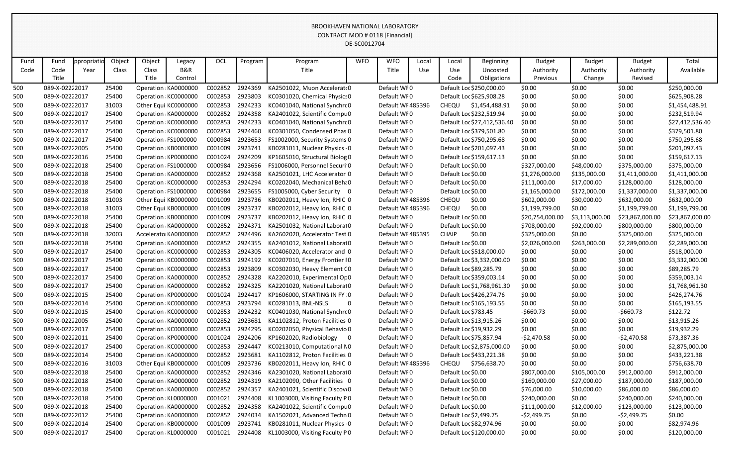BROOKHAVEN NATIONAL LABORATORY
CONTRACT MOD # 0118 [Financial]
DE-SC0012704

| Fund Code | Fund Code Title | ppropriatio Year | Object Class | Object Class Title | Legacy B&R Control | OCL | Program | Program Title | WFO | WFO Title | Local Use | Local Use Code | Beginning Uncosted Obligations | Budget Authority Previous | Budget Authority Change | Budget Authority Revised | Total Available |
|---|---|---|---|---|---|---|---|---|---|---|---|---|---|---|---|---|---|
| 500 | 089-X-0222 | 2017 | 25400 | Operation | KA0000000 | C002852 | 2924369 | KA2501022, Muon Accelerat | 0 | Default WF | 0 | | Default Loc $250,000.00 | $0.00 | $0.00 | $0.00 | $250,000.00 |
| 500 | 089-X-0222 | 2017 | 25400 | Operation | KC0000000 | C002853 | 2923803 | KC0301020, Chemical Physics | 0 | Default WF | 0 | | Default Loc $625,908.28 | $0.00 | $0.00 | $0.00 | $625,908.28 |
| 500 | 089-X-0222 | 2017 | 31003 | Other Equi | KC0000000 | C002853 | 2924233 | KC0401040, National Synchr | 0 | Default WF | 485396 | CHEQU | $1,454,488.91 | $0.00 | $0.00 | $0.00 | $1,454,488.91 |
| 500 | 089-X-0222 | 2017 | 25400 | Operation | KA0000000 | C002852 | 2924358 | KA2401022, Scientific Compu | 0 | Default WF | 0 | | Default Loc $232,519.94 | $0.00 | $0.00 | $0.00 | $232,519.94 |
| 500 | 089-X-0222 | 2017 | 25400 | Operation | KC0000000 | C002853 | 2924233 | KC0401040, National Synchr | 0 | Default WF | 0 | | Default Loc $27,412,536.40 | $0.00 | $0.00 | $0.00 | $27,412,536.40 |
| 500 | 089-X-0222 | 2017 | 25400 | Operation | KC0000000 | C002853 | 2924460 | KC0301050, Condensed Phas | 0 | Default WF | 0 | | Default Loc $379,501.80 | $0.00 | $0.00 | $0.00 | $379,501.80 |
| 500 | 089-X-0222 | 2017 | 25400 | Operation | FS1000000 | C000984 | 2923653 | FS1002000, Security Systems | 0 | Default WF | 0 | | Default Loc $750,295.68 | $0.00 | $0.00 | $0.00 | $750,295.68 |
| 500 | 089-X-0222 | 2005 | 25400 | Operation | KB0000000 | C001009 | 2923741 | KB0281011, Nuclear Physics | 0 | Default WF | 0 | | Default Loc $201,097.43 | $0.00 | $0.00 | $0.00 | $201,097.43 |
| 500 | 089-X-0222 | 2016 | 25400 | Operation | KP0000000 | C001024 | 2924209 | KP1605010, Structural Biolog | 0 | Default WF | 0 | | Default Loc $159,617.13 | $0.00 | $0.00 | $0.00 | $159,617.13 |
| 500 | 089-X-0222 | 2018 | 25400 | Operation | FS1000000 | C000984 | 2923656 | FS1006000, Personnel Securi | 0 | Default WF | 0 | | Default Loc $0.00 | $327,000.00 | $48,000.00 | $375,000.00 | $375,000.00 |
| 500 | 089-X-0222 | 2018 | 25400 | Operation | KA0000000 | C002852 | 2924368 | KA2501021, LHC Accelerator | 0 | Default WF | 0 | | Default Loc $0.00 | $1,276,000.00 | $135,000.00 | $1,411,000.00 | $1,411,000.00 |
| 500 | 089-X-0222 | 2018 | 25400 | Operation | KC0000000 | C002853 | 2924294 | KC0202040, Mechanical Beh | 0 | Default WF | 0 | | Default Loc $0.00 | $111,000.00 | $17,000.00 | $128,000.00 | $128,000.00 |
| 500 | 089-X-0222 | 2018 | 25400 | Operation | FS1000000 | C000984 | 2923655 | FS1005000, Cyber Security | 0 | Default WF | 0 | | Default Loc $0.00 | $1,165,000.00 | $172,000.00 | $1,337,000.00 | $1,337,000.00 |
| 500 | 089-X-0222 | 2018 | 31003 | Other Equi | KB0000000 | C001009 | 2923736 | KB0202011, Heavy Ion, RHIC | 0 | Default WF | 485396 | CHEQU | $0.00 | $602,000.00 | $30,000.00 | $632,000.00 | $632,000.00 |
| 500 | 089-X-0222 | 2018 | 31003 | Other Equi | KB0000000 | C001009 | 2923737 | KB0202012, Heavy Ion, RHIC | 0 | Default WF | 485396 | CHEQU | $0.00 | $1,199,799.00 | $0.00 | $1,199,799.00 | $1,199,799.00 |
| 500 | 089-X-0222 | 2018 | 25400 | Operation | KB0000000 | C001009 | 2923737 | KB0202012, Heavy Ion, RHIC | 0 | Default WF | 0 | | Default Loc $0.00 | $20,754,000.00 | $3,113,000.00 | $23,867,000.00 | $23,867,000.00 |
| 500 | 089-X-0222 | 2018 | 25400 | Operation | KA0000000 | C002852 | 2924371 | KA2501032, National Laborat | 0 | Default WF | 0 | | Default Loc $0.00 | $708,000.00 | $92,000.00 | $800,000.00 | $800,000.00 |
| 500 | 089-X-0222 | 2018 | 32003 | Accelerato | KA0000000 | C002852 | 2924496 | KA2602020, Accelerator Test | 0 | Default WF | 485395 | CHAIP | $0.00 | $325,000.00 | $0.00 | $325,000.00 | $325,000.00 |
| 500 | 089-X-0222 | 2018 | 25400 | Operation | KA0000000 | C002852 | 2924355 | KA2401012, National Laborat | 0 | Default WF | 0 | | Default Loc $0.00 | $2,026,000.00 | $263,000.00 | $2,289,000.00 | $2,289,000.00 |
| 500 | 089-X-0222 | 2017 | 25400 | Operation | KC0000000 | C002853 | 2924305 | KC0406020, Accelerator and | 0 | Default WF | 0 | | Default Loc $518,000.00 | $0.00 | $0.00 | $0.00 | $518,000.00 |
| 500 | 089-X-0222 | 2017 | 25400 | Operation | KC0000000 | C002853 | 2924192 | KC0207010, Energy Frontier I | 0 | Default WF | 0 | | Default Loc $3,332,000.00 | $0.00 | $0.00 | $0.00 | $3,332,000.00 |
| 500 | 089-X-0222 | 2017 | 25400 | Operation | KC0000000 | C002853 | 2923809 | KC0302030, Heavy Element C | 0 | Default WF | 0 | | Default Loc $89,285.79 | $0.00 | $0.00 | $0.00 | $89,285.79 |
| 500 | 089-X-0222 | 2017 | 25400 | Operation | KA0000000 | C002852 | 2924328 | KA2202010, Experimental Op | 0 | Default WF | 0 | | Default Loc $359,003.14 | $0.00 | $0.00 | $0.00 | $359,003.14 |
| 500 | 089-X-0222 | 2017 | 25400 | Operation | KA0000000 | C002852 | 2924325 | KA2201020, National Laborat | 0 | Default WF | 0 | | Default Loc $1,768,961.30 | $0.00 | $0.00 | $0.00 | $1,768,961.30 |
| 500 | 089-X-0222 | 2015 | 25400 | Operation | KP0000000 | C001024 | 2924417 | KP1606000, STARTING IN FY | 0 | Default WF | 0 | | Default Loc $426,274.76 | $0.00 | $0.00 | $0.00 | $426,274.76 |
| 500 | 089-X-0222 | 2014 | 25400 | Operation | KC0000000 | C002853 | 2923794 | KC0281013, BNL-NSLS | 0 | Default WF | 0 | | Default Loc $165,193.55 | $0.00 | $0.00 | $0.00 | $165,193.55 |
| 500 | 089-X-0222 | 2015 | 25400 | Operation | KC0000000 | C002853 | 2924232 | KC0401030, National Synchr | 0 | Default WF | 0 | | Default Loc $783.45 | -$660.73 | $0.00 | -$660.73 | $122.72 |
| 500 | 089-X-0222 | 2005 | 25400 | Operation | KA0000000 | C002852 | 2923681 | KA1102812, Proton Facilities | 0 | Default WF | 0 | | Default Loc $13,915.26 | $0.00 | $0.00 | $0.00 | $13,915.26 |
| 500 | 089-X-0222 | 2017 | 25400 | Operation | KC0000000 | C002853 | 2924295 | KC0202050, Physical Behavio | 0 | Default WF | 0 | | Default Loc $19,932.29 | $0.00 | $0.00 | $0.00 | $19,932.29 |
| 500 | 089-X-0222 | 2011 | 25400 | Operation | KP0000000 | C001024 | 2924206 | KP1602020, Radiobiology | 0 | Default WF | 0 | | Default Loc $75,857.94 | -$2,470.58 | $0.00 | -$2,470.58 | $73,387.36 |
| 500 | 089-X-0222 | 2017 | 25400 | Operation | KC0000000 | C002853 | 2924447 | KC0213010, Computational M | 0 | Default WF | 0 | | Default Loc $2,875,000.00 | $0.00 | $0.00 | $0.00 | $2,875,000.00 |
| 500 | 089-X-0222 | 2014 | 25400 | Operation | KA0000000 | C002852 | 2923681 | KA1102812, Proton Facilities | 0 | Default WF | 0 | | Default Loc $433,221.38 | $0.00 | $0.00 | $0.00 | $433,221.38 |
| 500 | 089-X-0222 | 2016 | 31003 | Other Equi | KB0000000 | C001009 | 2923736 | KB0202011, Heavy Ion, RHIC | 0 | Default WF | 485396 | CHEQU | $756,638.70 | $0.00 | $0.00 | $0.00 | $756,638.70 |
| 500 | 089-X-0222 | 2018 | 25400 | Operation | KA0000000 | C002852 | 2924346 | KA2301020, National Laborat | 0 | Default WF | 0 | | Default Loc $0.00 | $807,000.00 | $105,000.00 | $912,000.00 | $912,000.00 |
| 500 | 089-X-0222 | 2018 | 25400 | Operation | KA0000000 | C002852 | 2924319 | KA2102090, Other Facilities | 0 | Default WF | 0 | | Default Loc $0.00 | $160,000.00 | $27,000.00 | $187,000.00 | $187,000.00 |
| 500 | 089-X-0222 | 2018 | 25400 | Operation | KA0000000 | C002852 | 2924357 | KA2401021, Scientific Discov | 0 | Default WF | 0 | | Default Loc $0.00 | $76,000.00 | $10,000.00 | $86,000.00 | $86,000.00 |
| 500 | 089-X-0222 | 2018 | 25400 | Operation | KL0000000 | C001021 | 2924408 | KL1003000, Visiting Faculty P | 0 | Default WF | 0 | | Default Loc $0.00 | $240,000.00 | $0.00 | $240,000.00 | $240,000.00 |
| 500 | 089-X-0222 | 2018 | 25400 | Operation | KA0000000 | C002852 | 2924358 | KA2401022, Scientific Compu | 0 | Default WF | 0 | | Default Loc $0.00 | $111,000.00 | $12,000.00 | $123,000.00 | $123,000.00 |
| 500 | 089-X-0222 | 2012 | 25400 | Operation | KA0000000 | C002852 | 2924034 | KA1502021, Advanced Techn | 0 | Default WF | 0 | | Default Loc $2,499.75 | -$2,499.75 | $0.00 | -$2,499.75 | $0.00 |
| 500 | 089-X-0222 | 2014 | 25400 | Operation | KB0000000 | C001009 | 2923741 | KB0281011, Nuclear Physics | 0 | Default WF | 0 | | Default Loc $82,974.96 | $0.00 | $0.00 | $0.00 | $82,974.96 |
| 500 | 089-X-0222 | 2017 | 25400 | Operation | KL0000000 | C001021 | 2924408 | KL1003000, Visiting Faculty P | 0 | Default WF | 0 | | Default Loc $120,000.00 | $0.00 | $0.00 | $0.00 | $120,000.00 |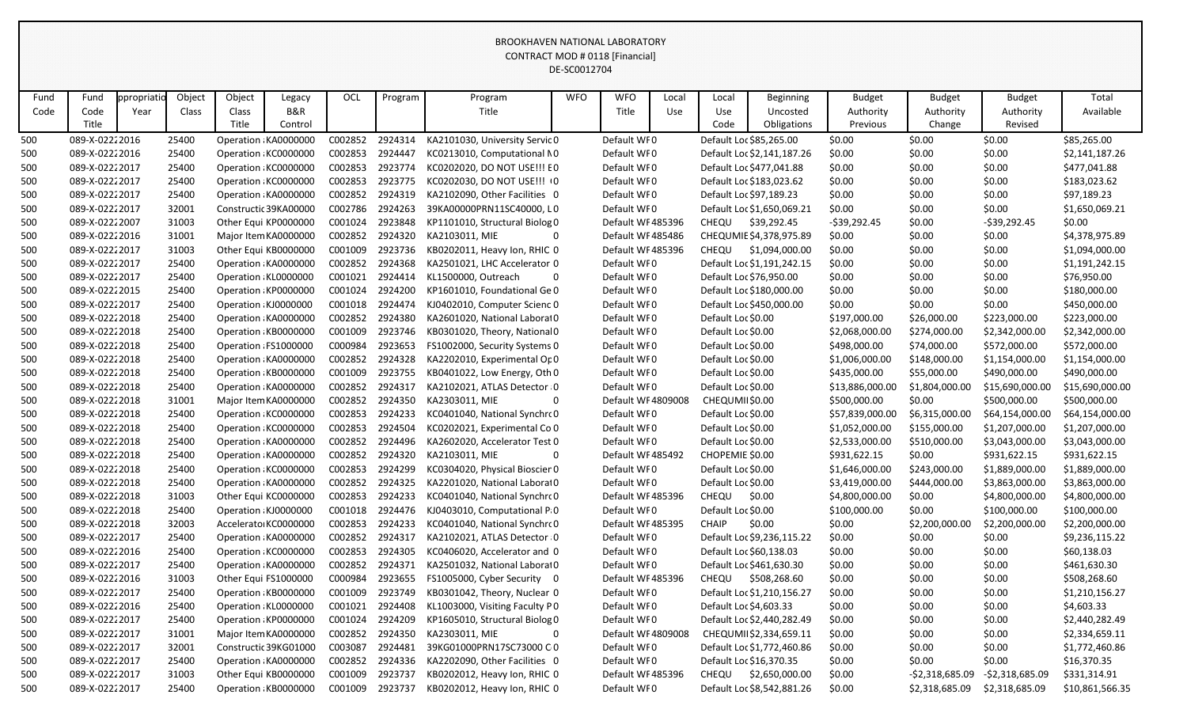BROOKHAVEN NATIONAL LABORATORY
CONTRACT MOD # 0118 [Financial]
DE-SC0012704

| Fund Code | Fund Code Title | ppropriatio Year | Object Class | Object Class Title | Legacy B&R Control | OCL | Program | Program Title | WFO | WFO Title | Local Use | Local Use Code | Beginning Uncosted Obligations | Budget Authority Previous | Budget Authority Change | Budget Authority Revised | Total Available |
|---|---|---|---|---|---|---|---|---|---|---|---|---|---|---|---|---|---|
| 500 | 089-X-0222 | 2016 | 25400 | Operation | KA0000000 | C002852 | 2924314 | KA2101030, University Servic | 0 | Default WF | 0 | Default Loc | $85,265.00 | $0.00 | $0.00 | $0.00 | $85,265.00 |
| 500 | 089-X-0222 | 2016 | 25400 | Operation | KC0000000 | C002853 | 2924447 | KC0213010, Computational N | 0 | Default WF | 0 | Default Loc | $2,141,187.26 | $0.00 | $0.00 | $0.00 | $2,141,187.26 |
| 500 | 089-X-0222 | 2017 | 25400 | Operation | KC0000000 | C002853 | 2923774 | KC0202020, DO NOT USE!!! E | 0 | Default WF | 0 | Default Loc | $477,041.88 | $0.00 | $0.00 | $0.00 | $477,041.88 |
| 500 | 089-X-0222 | 2017 | 25400 | Operation | KC0000000 | C002853 | 2923775 | KC0202030, DO NOT USE!!! I | 0 | Default WF | 0 | Default Loc | $183,023.62 | $0.00 | $0.00 | $0.00 | $183,023.62 |
| 500 | 089-X-0222 | 2017 | 25400 | Operation | KA0000000 | C002852 | 2924319 | KA2102090, Other Facilities | 0 | Default WF | 0 | Default Loc | $97,189.23 | $0.00 | $0.00 | $0.00 | $97,189.23 |
| 500 | 089-X-0222 | 2017 | 32001 | Constructi | 39KA00000 | C002786 | 2924263 | 39KA00000PRN11SC40000, L | 0 | Default WF | 0 | Default Loc | $1,650,069.21 | $0.00 | $0.00 | $0.00 | $1,650,069.21 |
| 500 | 089-X-0222 | 2007 | 31003 | Other Equi | KP0000000 | C001024 | 2923848 | KP1101010, Structural Biolog | 0 | Default WF | 485396 | CHEQU | $39,292.45 | -$39,292.45 | $0.00 | -$39,292.45 | $0.00 |
| 500 | 089-X-0222 | 2016 | 31001 | Major Item | KA0000000 | C002852 | 2924320 | KA2103011, MIE | 0 | Default WF | 485486 | CHEQUMIE | $4,378,975.89 | $0.00 | $0.00 | $0.00 | $4,378,975.89 |
| 500 | 089-X-0222 | 2017 | 31003 | Other Equi | KB0000000 | C001009 | 2923736 | KB0202011, Heavy Ion, RHIC | 0 | Default WF | 485396 | CHEQU | $1,094,000.00 | $0.00 | $0.00 | $0.00 | $1,094,000.00 |
| 500 | 089-X-0222 | 2017 | 25400 | Operation | KA0000000 | C002852 | 2924368 | KA2501021, LHC Accelerator | 0 | Default WF | 0 | Default Loc | $1,191,242.15 | $0.00 | $0.00 | $0.00 | $1,191,242.15 |
| 500 | 089-X-0222 | 2017 | 25400 | Operation | KL0000000 | C001021 | 2924414 | KL1500000, Outreach | 0 | Default WF | 0 | Default Loc | $76,950.00 | $0.00 | $0.00 | $0.00 | $76,950.00 |
| 500 | 089-X-0222 | 2015 | 25400 | Operation | KP0000000 | C001024 | 2924200 | KP1601010, Foundational Ge | 0 | Default WF | 0 | Default Loc | $180,000.00 | $0.00 | $0.00 | $0.00 | $180,000.00 |
| 500 | 089-X-0222 | 2017 | 25400 | Operation | KJ0000000 | C001018 | 2924474 | KJ0402010, Computer Scienc | 0 | Default WF | 0 | Default Loc | $450,000.00 | $0.00 | $0.00 | $0.00 | $450,000.00 |
| 500 | 089-X-0222 | 2018 | 25400 | Operation | KA0000000 | C002852 | 2924380 | KA2601020, National Laborat | 0 | Default WF | 0 | Default Loc | $0.00 | $197,000.00 | $26,000.00 | $223,000.00 | $223,000.00 |
| 500 | 089-X-0222 | 2018 | 25400 | Operation | KB0000000 | C001009 | 2923746 | KB0301020, Theory, National | 0 | Default WF | 0 | Default Loc | $0.00 | $2,068,000.00 | $274,000.00 | $2,342,000.00 | $2,342,000.00 |
| 500 | 089-X-0222 | 2018 | 25400 | Operation | FS1000000 | C000984 | 2923653 | FS1002000, Security Systems | 0 | Default WF | 0 | Default Loc | $0.00 | $498,000.00 | $74,000.00 | $572,000.00 | $572,000.00 |
| 500 | 089-X-0222 | 2018 | 25400 | Operation | KA0000000 | C002852 | 2924328 | KA2202010, Experimental Op | 0 | Default WF | 0 | Default Loc | $0.00 | $1,006,000.00 | $148,000.00 | $1,154,000.00 | $1,154,000.00 |
| 500 | 089-X-0222 | 2018 | 25400 | Operation | KB0000000 | C001009 | 2923755 | KB0401022, Low Energy, Oth | 0 | Default WF | 0 | Default Loc | $0.00 | $435,000.00 | $55,000.00 | $490,000.00 | $490,000.00 |
| 500 | 089-X-0222 | 2018 | 25400 | Operation | KA0000000 | C002852 | 2924317 | KA2102021, ATLAS Detector | 0 | Default WF | 0 | Default Loc | $0.00 | $13,886,000.00 | $1,804,000.00 | $15,690,000.00 | $15,690,000.00 |
| 500 | 089-X-0222 | 2018 | 31001 | Major Item | KA0000000 | C002852 | 2924350 | KA2303011, MIE | 0 | Default WF | 4809008 | CHEQUMII | $0.00 | $500,000.00 | $0.00 | $500,000.00 | $500,000.00 |
| 500 | 089-X-0222 | 2018 | 25400 | Operation | KC0000000 | C002853 | 2924233 | KC0401040, National Synchro | 0 | Default WF | 0 | Default Loc | $0.00 | $57,839,000.00 | $6,315,000.00 | $64,154,000.00 | $64,154,000.00 |
| 500 | 089-X-0222 | 2018 | 25400 | Operation | KC0000000 | C002853 | 2924504 | KC0202021, Experimental Co | 0 | Default WF | 0 | Default Loc | $0.00 | $1,052,000.00 | $155,000.00 | $1,207,000.00 | $1,207,000.00 |
| 500 | 089-X-0222 | 2018 | 25400 | Operation | KA0000000 | C002852 | 2924496 | KA2602020, Accelerator Test | 0 | Default WF | 0 | Default Loc | $0.00 | $2,533,000.00 | $510,000.00 | $3,043,000.00 | $3,043,000.00 |
| 500 | 089-X-0222 | 2018 | 25400 | Operation | KA0000000 | C002852 | 2924320 | KA2103011, MIE | 0 | Default WF | 485492 | CHOPEMIE | $0.00 | $931,622.15 | $0.00 | $931,622.15 | $931,622.15 |
| 500 | 089-X-0222 | 2018 | 25400 | Operation | KC0000000 | C002853 | 2924299 | KC0304020, Physical Bioscier | 0 | Default WF | 0 | Default Loc | $0.00 | $1,646,000.00 | $243,000.00 | $1,889,000.00 | $1,889,000.00 |
| 500 | 089-X-0222 | 2018 | 25400 | Operation | KA0000000 | C002852 | 2924325 | KA2201020, National Laborat | 0 | Default WF | 0 | Default Loc | $0.00 | $3,419,000.00 | $444,000.00 | $3,863,000.00 | $3,863,000.00 |
| 500 | 089-X-0222 | 2018 | 31003 | Other Equi | KC0000000 | C002853 | 2924233 | KC0401040, National Synchro | 0 | Default WF | 485396 | CHEQU | $0.00 | $4,800,000.00 | $0.00 | $4,800,000.00 | $4,800,000.00 |
| 500 | 089-X-0222 | 2018 | 25400 | Operation | KJ0000000 | C001018 | 2924476 | KJ0403010, Computational P | 0 | Default WF | 0 | Default Loc | $0.00 | $100,000.00 | $0.00 | $100,000.00 | $100,000.00 |
| 500 | 089-X-0222 | 2018 | 32003 | Accelerato | KC0000000 | C002853 | 2924233 | KC0401040, National Synchro | 0 | Default WF | 485395 | CHAIP | $0.00 | $0.00 | $2,200,000.00 | $2,200,000.00 | $2,200,000.00 |
| 500 | 089-X-0222 | 2017 | 25400 | Operation | KA0000000 | C002852 | 2924317 | KA2102021, ATLAS Detector | 0 | Default WF | 0 | Default Loc | $9,236,115.22 | $0.00 | $0.00 | $0.00 | $9,236,115.22 |
| 500 | 089-X-0222 | 2016 | 25400 | Operation | KC0000000 | C002853 | 2924305 | KC0406020, Accelerator and | 0 | Default WF | 0 | Default Loc | $60,138.03 | $0.00 | $0.00 | $0.00 | $60,138.03 |
| 500 | 089-X-0222 | 2017 | 25400 | Operation | KA0000000 | C002852 | 2924371 | KA2501032, National Laborat | 0 | Default WF | 0 | Default Loc | $461,630.30 | $0.00 | $0.00 | $0.00 | $461,630.30 |
| 500 | 089-X-0222 | 2016 | 31003 | Other Equi | FS1000000 | C000984 | 2923655 | FS1005000, Cyber Security | 0 | Default WF | 485396 | CHEQU | $508,268.60 | $0.00 | $0.00 | $0.00 | $508,268.60 |
| 500 | 089-X-0222 | 2017 | 25400 | Operation | KB0000000 | C001009 | 2923749 | KB0301042, Theory, Nuclear | 0 | Default WF | 0 | Default Loc | $1,210,156.27 | $0.00 | $0.00 | $0.00 | $1,210,156.27 |
| 500 | 089-X-0222 | 2016 | 25400 | Operation | KL0000000 | C001021 | 2924408 | KL1003000, Visiting Faculty P | 0 | Default WF | 0 | Default Loc | $4,603.33 | $0.00 | $0.00 | $0.00 | $4,603.33 |
| 500 | 089-X-0222 | 2017 | 25400 | Operation | KP0000000 | C001024 | 2924209 | KP1605010, Structural Biolog | 0 | Default WF | 0 | Default Loc | $2,440,282.49 | $0.00 | $0.00 | $0.00 | $2,440,282.49 |
| 500 | 089-X-0222 | 2017 | 31001 | Major Item | KA0000000 | C002852 | 2924350 | KA2303011, MIE | 0 | Default WF | 4809008 | CHEQUMII | $2,334,659.11 | $0.00 | $0.00 | $0.00 | $2,334,659.11 |
| 500 | 089-X-0222 | 2017 | 32001 | Constructi | 39KG01000 | C003087 | 2924481 | 39KG01000PRN17SC73000 C | 0 | Default WF | 0 | Default Loc | $1,772,460.86 | $0.00 | $0.00 | $0.00 | $1,772,460.86 |
| 500 | 089-X-0222 | 2017 | 25400 | Operation | KA0000000 | C002852 | 2924336 | KA2202090, Other Facilities | 0 | Default WF | 0 | Default Loc | $16,370.35 | $0.00 | $0.00 | $0.00 | $16,370.35 |
| 500 | 089-X-0222 | 2017 | 31003 | Other Equi | KB0000000 | C001009 | 2923737 | KB0202012, Heavy Ion, RHIC | 0 | Default WF | 485396 | CHEQU | $2,650,000.00 | $0.00 | -$2,318,685.09 | -$2,318,685.09 | $331,314.91 |
| 500 | 089-X-0222 | 2017 | 25400 | Operation | KB0000000 | C001009 | 2923737 | KB0202012, Heavy Ion, RHIC | 0 | Default WF | 0 | Default Loc | $8,542,881.26 | $0.00 | $2,318,685.09 | $2,318,685.09 | $10,861,566.35 |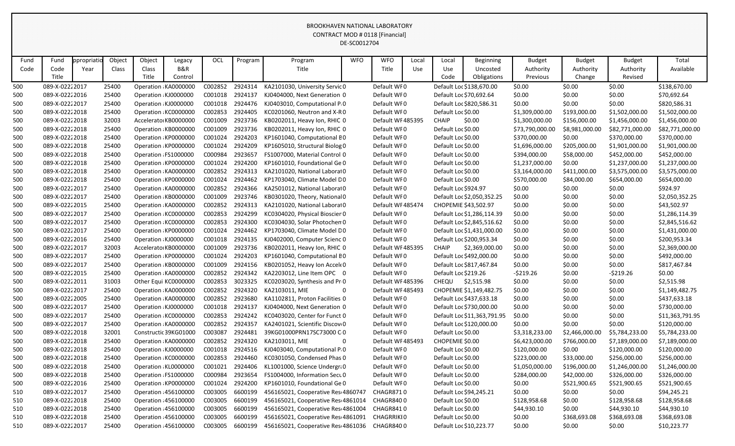BROOKHAVEN NATIONAL LABORATORY
CONTRACT MOD # 0118 [Financial]
DE-SC0012704

| Fund Code | Fund Code Title | ppropriatio Year | Object Class | Object Class Title | Legacy B&R Control | OCL | Program | Program Title | WFO | WFO Title | Local Use | Local Use Code | Beginning Uncosted Obligations | Budget Authority Previous | Budget Authority Change | Budget Authority Revised | Total Available |
|---|---|---|---|---|---|---|---|---|---|---|---|---|---|---|---|---|---|
| 500 | 089-X-0222 | 2017 | 25400 | Operation | KA0000000 | C002852 | 2924314 | KA2101030, University Servic | 0 | Default WF | 0 | Default Loc | $138,670.00 | $0.00 | $0.00 | $0.00 | $138,670.00 |
| 500 | 089-X-0222 | 2016 | 25400 | Operation | KJ0000000 | C001018 | 2924137 | KJ0404000, Next Generation | 0 | Default WF | 0 | Default Loc | $70,692.64 | $0.00 | $0.00 | $0.00 | $70,692.64 |
| 500 | 089-X-0222 | 2017 | 25400 | Operation | KJ0000000 | C001018 | 2924476 | KJ0403010, Computational P | 0 | Default WF | 0 | Default Loc | $820,586.31 | $0.00 | $0.00 | $0.00 | $820,586.31 |
| 500 | 089-X-0222 | 2018 | 25400 | Operation | KC0000000 | C002853 | 2924405 | KC0201060, Neutron and X-R | 0 | Default WF | 0 | Default Loc | $0.00 | $1,309,000.00 | $193,000.00 | $1,502,000.00 | $1,502,000.00 |
| 500 | 089-X-0222 | 2018 | 32003 | Accelerator | KB0000000 | C001009 | 2923736 | KB0202011, Heavy Ion, RHIC | 0 | Default WF | 485395 | CHAIP | $0.00 | $1,300,000.00 | $156,000.00 | $1,456,000.00 | $1,456,000.00 |
| 500 | 089-X-0222 | 2018 | 25400 | Operation | KB0000000 | C001009 | 2923736 | KB0202011, Heavy Ion, RHIC | 0 | Default WF | 0 | Default Loc | $0.00 | $73,790,000.00 | $8,981,000.00 | $82,771,000.00 | $82,771,000.00 |
| 500 | 089-X-0222 | 2018 | 25400 | Operation | KP0000000 | C001024 | 2924203 | KP1601040, Computational B | 0 | Default WF | 0 | Default Loc | $0.00 | $370,000.00 | $0.00 | $370,000.00 | $370,000.00 |
| 500 | 089-X-0222 | 2018 | 25400 | Operation | KP0000000 | C001024 | 2924209 | KP1605010, Structural Biolog | 0 | Default WF | 0 | Default Loc | $0.00 | $1,696,000.00 | $205,000.00 | $1,901,000.00 | $1,901,000.00 |
| 500 | 089-X-0222 | 2018 | 25400 | Operation | FS1000000 | C000984 | 2923657 | FS1007000, Material Control | 0 | Default WF | 0 | Default Loc | $0.00 | $394,000.00 | $58,000.00 | $452,000.00 | $452,000.00 |
| 500 | 089-X-0222 | 2018 | 25400 | Operation | KP0000000 | C001024 | 2924200 | KP1601010, Foundational Ge | 0 | Default WF | 0 | Default Loc | $0.00 | $1,237,000.00 | $0.00 | $1,237,000.00 | $1,237,000.00 |
| 500 | 089-X-0222 | 2018 | 25400 | Operation | KA0000000 | C002852 | 2924313 | KA2101020, National Laborat | 0 | Default WF | 0 | Default Loc | $0.00 | $3,164,000.00 | $411,000.00 | $3,575,000.00 | $3,575,000.00 |
| 500 | 089-X-0222 | 2018 | 25400 | Operation | KP0000000 | C001024 | 2924462 | KP1703040, Climate Model D | 0 | Default WF | 0 | Default Loc | $0.00 | $570,000.00 | $84,000.00 | $654,000.00 | $654,000.00 |
| 500 | 089-X-0222 | 2017 | 25400 | Operation | KA0000000 | C002852 | 2924366 | KA2501012, National Laborat | 0 | Default WF | 0 | Default Loc | $924.97 | $0.00 | $0.00 | $0.00 | $924.97 |
| 500 | 089-X-0222 | 2017 | 25400 | Operation | KB0000000 | C001009 | 2923746 | KB0301020, Theory, National | 0 | Default WF | 0 | Default Loc | $2,050,352.25 | $0.00 | $0.00 | $0.00 | $2,050,352.25 |
| 500 | 089-X-0222 | 2015 | 25400 | Operation | KA0000000 | C002852 | 2924313 | KA2101020, National Laborat | 0 | Default WF | 485474 | CHOPEMIE | $43,502.97 | $0.00 | $0.00 | $0.00 | $43,502.97 |
| 500 | 089-X-0222 | 2017 | 25400 | Operation | KC0000000 | C002853 | 2924299 | KC0304020, Physical Bioscier | 0 | Default WF | 0 | Default Loc | $1,286,114.39 | $0.00 | $0.00 | $0.00 | $1,286,114.39 |
| 500 | 089-X-0222 | 2017 | 25400 | Operation | KC0000000 | C002853 | 2924300 | KC0304030, Solar Photochem | 0 | Default WF | 0 | Default Loc | $2,845,516.62 | $0.00 | $0.00 | $0.00 | $2,845,516.62 |
| 500 | 089-X-0222 | 2017 | 25400 | Operation | KP0000000 | C001024 | 2924462 | KP1703040, Climate Model D | 0 | Default WF | 0 | Default Loc | $1,431,000.00 | $0.00 | $0.00 | $0.00 | $1,431,000.00 |
| 500 | 089-X-0222 | 2016 | 25400 | Operation | KJ0000000 | C001018 | 2924135 | KJ0402000, Computer Scienc | 0 | Default WF | 0 | Default Loc | $200,953.34 | $0.00 | $0.00 | $0.00 | $200,953.34 |
| 500 | 089-X-0222 | 2017 | 32003 | Accelerator | KB0000000 | C001009 | 2923736 | KB0202011, Heavy Ion, RHIC | 0 | Default WF | 485395 | CHAIP | $2,369,000.00 | $0.00 | $0.00 | $0.00 | $2,369,000.00 |
| 500 | 089-X-0222 | 2017 | 25400 | Operation | KP0000000 | C001024 | 2924203 | KP1601040, Computational B | 0 | Default WF | 0 | Default Loc | $492,000.00 | $0.00 | $0.00 | $0.00 | $492,000.00 |
| 500 | 089-X-0222 | 2017 | 25400 | Operation | KB0000000 | C001009 | 2924156 | KB0201052, Heavy Ion Accel | 0 | Default WF | 0 | Default Loc | $817,467.84 | $0.00 | $0.00 | $0.00 | $817,467.84 |
| 500 | 089-X-0222 | 2015 | 25400 | Operation | KA0000000 | C002852 | 2924342 | KA2203012, Line Item OPC | 0 | Default WF | 0 | Default Loc | $219.26 | -$219.26 | $0.00 | -$219.26 | $0.00 |
| 500 | 089-X-0222 | 2011 | 31003 | Other Equi | KC0000000 | C002853 | 3023325 | KC0203020, Synthesis and Pr | 0 | Default WF | 485396 | CHEQU | $2,515.98 | $0.00 | $0.00 | $0.00 | $2,515.98 |
| 500 | 089-X-0222 | 2017 | 25400 | Operation | KA0000000 | C002852 | 2924320 | KA2103011, MIE | 0 | Default WF | 485493 | CHOPEMIE | $1,149,482.75 | $0.00 | $0.00 | $0.00 | $1,149,482.75 |
| 500 | 089-X-0222 | 2005 | 25400 | Operation | KA0000000 | C002852 | 2923680 | KA1102811, Proton Facilities | 0 | Default WF | 0 | Default Loc | $437,633.18 | $0.00 | $0.00 | $0.00 | $437,633.18 |
| 500 | 089-X-0222 | 2017 | 25400 | Operation | KJ0000000 | C001018 | 2924137 | KJ0404000, Next Generation | 0 | Default WF | 0 | Default Loc | $730,000.00 | $0.00 | $0.00 | $0.00 | $730,000.00 |
| 500 | 089-X-0222 | 2017 | 25400 | Operation | KC0000000 | C002853 | 2924242 | KC0403020, Center for Funct | 0 | Default WF | 0 | Default Loc | $11,363,791.95 | $0.00 | $0.00 | $0.00 | $11,363,791.95 |
| 500 | 089-X-0222 | 2017 | 25400 | Operation | KA0000000 | C002852 | 2924357 | KA2401021, Scientific Discov | 0 | Default WF | 0 | Default Loc | $120,000.00 | $0.00 | $0.00 | $0.00 | $120,000.00 |
| 500 | 089-X-0222 | 2018 | 32001 | Constructi | 39KG01000 | C003087 | 2924481 | 39KG01000PRN17SC73000 C | 0 | Default WF | 0 | Default Loc | $0.00 | $3,318,233.00 | $2,466,000.00 | $5,784,233.00 | $5,784,233.00 |
| 500 | 089-X-0222 | 2018 | 25400 | Operation | KA0000000 | C002852 | 2924320 | KA2103011, MIE | 0 | Default WF | 485493 | CHOPEMIE | $0.00 | $6,423,000.00 | $766,000.00 | $7,189,000.00 | $7,189,000.00 |
| 500 | 089-X-0222 | 2018 | 25400 | Operation | KJ0000000 | C001018 | 2924516 | KJ0403040, Computational P | 0 | Default WF | 0 | Default Loc | $0.00 | $120,000.00 | $0.00 | $120,000.00 | $120,000.00 |
| 500 | 089-X-0222 | 2018 | 25400 | Operation | KC0000000 | C002853 | 2924460 | KC0301050, Condensed Phas | 0 | Default WF | 0 | Default Loc | $0.00 | $223,000.00 | $33,000.00 | $256,000.00 | $256,000.00 |
| 500 | 089-X-0222 | 2018 | 25400 | Operation | KL0000000 | C001021 | 2924406 | KL1001000, Science Undergr | 0 | Default WF | 0 | Default Loc | $0.00 | $1,050,000.00 | $196,000.00 | $1,246,000.00 | $1,246,000.00 |
| 500 | 089-X-0222 | 2018 | 25400 | Operation | FS1000000 | C000984 | 2923654 | FS1004000, Information Secu | 0 | Default WF | 0 | Default Loc | $0.00 | $284,000.00 | $42,000.00 | $326,000.00 | $326,000.00 |
| 500 | 089-X-0222 | 2016 | 25400 | Operation | KP0000000 | C001024 | 2924200 | KP1601010, Foundational Ge | 0 | Default WF | 0 | Default Loc | $0.00 | $0.00 | $521,900.65 | $521,900.65 | $521,900.65 |
| 510 | 089-X-0222 | 2017 | 25400 | Operation | 456100000 | C003005 | 6600199 | 456165021, Cooperative Res | 4860747 | CHAGR871 | 0 | Default Loc | $94,245.21 | $0.00 | $0.00 | $0.00 | $94,245.21 |
| 510 | 089-X-0222 | 2018 | 25400 | Operation | 456100000 | C003005 | 6600199 | 456165021, Cooperative Res | 4861014 | CHAGR840 | 0 | Default Loc | $0.00 | $128,958.68 | $0.00 | $128,958.68 | $128,958.68 |
| 510 | 089-X-0222 | 2018 | 25400 | Operation | 456100000 | C003005 | 6600199 | 456165021, Cooperative Res | 4861004 | CHAGR841 | 0 | Default Loc | $0.00 | $44,930.10 | $0.00 | $44,930.10 | $44,930.10 |
| 510 | 089-X-0222 | 2018 | 25400 | Operation | 456100000 | C003005 | 6600199 | 456165021, Cooperative Res | 4861091 | CHAGRRIKI | 0 | Default Loc | $0.00 | $0.00 | $368,693.08 | $368,693.08 | $368,693.08 |
| 510 | 089-X-0222 | 2017 | 25400 | Operation | 456100000 | C003005 | 6600199 | 456165021, Cooperative Res | 4861036 | CHAGR840 | 0 | Default Loc | $10,223.77 | $0.00 | $0.00 | $0.00 | $10,223.77 |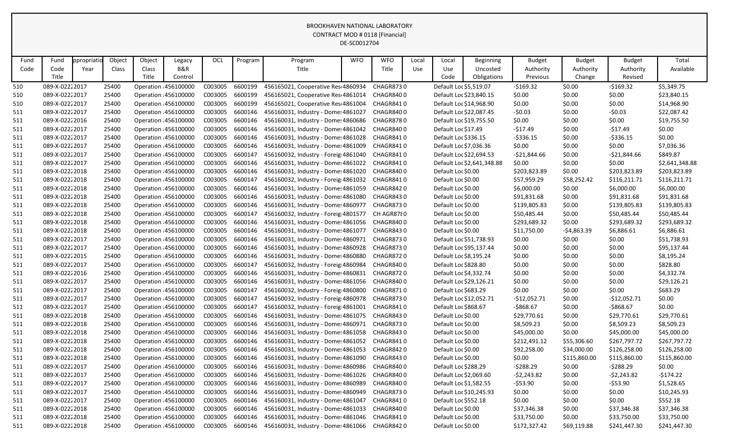BROOKHAVEN NATIONAL LABORATORY
CONTRACT MOD # 0118 [Financial]
DE-SC0012704

| Fund Code | Fund Code Title | ppropriatio Year | Object Class | Object Class Title | Legacy B&R Control | OCL | Program | Program Title | WFO | WFO Title | Local Use | Local Use Code | Beginning Uncosted Obligations | Budget Authority Previous | Budget Authority Change | Budget Authority Revised | Total Available |
|---|---|---|---|---|---|---|---|---|---|---|---|---|---|---|---|---|---|
| 510 | 089-X-0222 | 2017 | 25400 | Operation | 456100000 | C003005 | 6600199 | 456165021, Cooperative Res | 4860934 | CHAGR873 | 0 | Default Loc | $5,519.07 | -$169.32 | $0.00 | -$169.32 | $5,349.75 |
| 510 | 089-X-0222 | 2017 | 25400 | Operation | 456100000 | C003005 | 6600199 | 456165021, Cooperative Res | 4861014 | CHAGR840 | 0 | Default Loc | $23,840.15 | $0.00 | $0.00 | $0.00 | $23,840.15 |
| 510 | 089-X-0222 | 2017 | 25400 | Operation | 456100000 | C003005 | 6600199 | 456165021, Cooperative Res | 4861004 | CHAGR841 | 0 | Default Loc | $14,968.90 | $0.00 | $0.00 | $0.00 | $14,968.90 |
| 511 | 089-X-0222 | 2017 | 25400 | Operation | 456100000 | C003005 | 6600146 | 456160031, Industry - Dome | 4861027 | CHAGR840 | 0 | Default Loc | $22,087.45 | -$0.03 | $0.00 | -$0.03 | $22,087.42 |
| 511 | 089-X-0222 | 2016 | 25400 | Operation | 456100000 | C003005 | 6600146 | 456160031, Industry - Dome | 4860686 | CHAGR878 | 0 | Default Loc | $19,755.50 | $0.00 | $0.00 | $0.00 | $19,755.50 |
| 511 | 089-X-0222 | 2017 | 25400 | Operation | 456100000 | C003005 | 6600146 | 456160031, Industry - Dome | 4861042 | CHAGR840 | 0 | Default Loc | $17.49 | -$17.49 | $0.00 | -$17.49 | $0.00 |
| 511 | 089-X-0222 | 2017 | 25400 | Operation | 456100000 | C003005 | 6600146 | 456160031, Industry - Dome | 4861028 | CHAGR841 | 0 | Default Loc | $336.15 | -$336.15 | $0.00 | -$336.15 | $0.00 |
| 511 | 089-X-0222 | 2017 | 25400 | Operation | 456100000 | C003005 | 6600146 | 456160031, Industry - Dome | 4861009 | CHAGR841 | 0 | Default Loc | $7,036.36 | $0.00 | $0.00 | $0.00 | $7,036.36 |
| 511 | 089-X-0222 | 2017 | 25400 | Operation | 456100000 | C003005 | 6600147 | 456160032, Industry - Foreig | 4861040 | CHAGR841 | 0 | Default Loc | $22,694.53 | -$21,844.66 | $0.00 | -$21,844.66 | $849.87 |
| 511 | 089-X-0222 | 2017 | 25400 | Operation | 456100000 | C003005 | 6600146 | 456160031, Industry - Dome | 4861022 | CHAGR841 | 0 | Default Loc | $2,641,348.88 | $0.00 | $0.00 | $0.00 | $2,641,348.88 |
| 511 | 089-X-0222 | 2018 | 25400 | Operation | 456100000 | C003005 | 6600146 | 456160031, Industry - Dome | 4861020 | CHAGR840 | 0 | Default Loc | $0.00 | $203,823.89 | $0.00 | $203,823.89 | $203,823.89 |
| 511 | 089-X-0222 | 2018 | 25400 | Operation | 456100000 | C003005 | 6600147 | 456160032, Industry - Foreig | 4861032 | CHAGR841 | 0 | Default Loc | $0.00 | $57,959.29 | $58,252.42 | $116,211.71 | $116,211.71 |
| 511 | 089-X-0222 | 2018 | 25400 | Operation | 456100000 | C003005 | 6600146 | 456160031, Industry - Dome | 4861059 | CHAGR842 | 0 | Default Loc | $0.00 | $6,000.00 | $0.00 | $6,000.00 | $6,000.00 |
| 511 | 089-X-0222 | 2018 | 25400 | Operation | 456100000 | C003005 | 6600146 | 456160031, Industry - Dome | 4861080 | CHAGR843 | 0 | Default Loc | $0.00 | $91,831.68 | $0.00 | $91,831.68 | $91,831.68 |
| 511 | 089-X-0222 | 2018 | 25400 | Operation | 456100000 | C003005 | 6600146 | 456160031, Industry - Dome | 4860977 | CHAGR873 | 0 | Default Loc | $0.00 | $139,805.83 | $0.00 | $139,805.83 | $139,805.83 |
| 511 | 089-X-0222 | 2018 | 25400 | Operation | 456100000 | C003005 | 6600147 | 456160032, Industry - Foreig | 4801577 | CH AGR878 | 0 | Default Loc | $0.00 | $50,485.44 | $0.00 | $50,485.44 | $50,485.44 |
| 511 | 089-X-0222 | 2018 | 25400 | Operation | 456100000 | C003005 | 6600146 | 456160031, Industry - Dome | 4861056 | CHAGR840 | 0 | Default Loc | $0.00 | $293,689.32 | $0.00 | $293,689.32 | $293,689.32 |
| 511 | 089-X-0222 | 2018 | 25400 | Operation | 456100000 | C003005 | 6600146 | 456160031, Industry - Dome | 4861077 | CHAGR843 | 0 | Default Loc | $0.00 | $11,750.00 | -$4,863.39 | $6,886.61 | $6,886.61 |
| 511 | 089-X-0222 | 2017 | 25400 | Operation | 456100000 | C003005 | 6600146 | 456160031, Industry - Dome | 4860971 | CHAGR873 | 0 | Default Loc | $51,738.93 | $0.00 | $0.00 | $0.00 | $51,738.93 |
| 511 | 089-X-0222 | 2017 | 25400 | Operation | 456100000 | C003005 | 6600146 | 456160031, Industry - Dome | 4860928 | CHAGR873 | 0 | Default Loc | $95,137.44 | $0.00 | $0.00 | $0.00 | $95,137.44 |
| 511 | 089-X-0222 | 2015 | 25400 | Operation | 456100000 | C003005 | 6600146 | 456160031, Industry - Dome | 4860880 | CHAGR872 | 0 | Default Loc | $8,195.24 | $0.00 | $0.00 | $0.00 | $8,195.24 |
| 511 | 089-X-0222 | 2017 | 25400 | Operation | 456100000 | C003005 | 6600147 | 456160032, Industry - Foreig | 4860984 | CHAGR840 | 0 | Default Loc | $828.80 | $0.00 | $0.00 | $0.00 | $828.80 |
| 511 | 089-X-0222 | 2016 | 25400 | Operation | 456100000 | C003005 | 6600146 | 456160031, Industry - Dome | 4860831 | CHAGR872 | 0 | Default Loc | $4,332.74 | $0.00 | $0.00 | $0.00 | $4,332.74 |
| 511 | 089-X-0222 | 2017 | 25400 | Operation | 456100000 | C003005 | 6600146 | 456160031, Industry - Dome | 4861056 | CHAGR840 | 0 | Default Loc | $29,126.21 | $0.00 | $0.00 | $0.00 | $29,126.21 |
| 511 | 089-X-0222 | 2017 | 25400 | Operation | 456100000 | C003005 | 6600147 | 456160032, Industry - Foreig | 4860800 | CHAGR871 | 0 | Default Loc | $683.29 | $0.00 | $0.00 | $0.00 | $683.29 |
| 511 | 089-X-0222 | 2017 | 25400 | Operation | 456100000 | C003005 | 6600147 | 456160032, Industry - Foreig | 4860978 | CHAGR873 | 0 | Default Loc | $12,052.71 | -$12,052.71 | $0.00 | -$12,052.71 | $0.00 |
| 511 | 089-X-0222 | 2017 | 25400 | Operation | 456100000 | C003005 | 6600147 | 456160032, Industry - Foreig | 4861001 | CHAGR841 | 0 | Default Loc | $868.67 | -$868.67 | $0.00 | -$868.67 | $0.00 |
| 511 | 089-X-0222 | 2018 | 25400 | Operation | 456100000 | C003005 | 6600146 | 456160031, Industry - Dome | 4861075 | CHAGR843 | 0 | Default Loc | $0.00 | $29,770.61 | $0.00 | $29,770.61 | $29,770.61 |
| 511 | 089-X-0222 | 2018 | 25400 | Operation | 456100000 | C003005 | 6600146 | 456160031, Industry - Dome | 4860971 | CHAGR873 | 0 | Default Loc | $0.00 | $8,509.23 | $0.00 | $8,509.23 | $8,509.23 |
| 511 | 089-X-0222 | 2018 | 25400 | Operation | 456100000 | C003005 | 6600146 | 456160031, Industry - Dome | 4861058 | CHAGR843 | 0 | Default Loc | $0.00 | $45,000.00 | $0.00 | $45,000.00 | $45,000.00 |
| 511 | 089-X-0222 | 2018 | 25400 | Operation | 456100000 | C003005 | 6600146 | 456160031, Industry - Dome | 4861052 | CHAGR841 | 0 | Default Loc | $0.00 | $212,491.12 | $55,306.60 | $267,797.72 | $267,797.72 |
| 511 | 089-X-0222 | 2018 | 25400 | Operation | 456100000 | C003005 | 6600146 | 456160031, Industry - Dome | 4861053 | CHAGR842 | 0 | Default Loc | $0.00 | $92,258.00 | $34,000.00 | $126,258.00 | $126,258.00 |
| 511 | 089-X-0222 | 2018 | 25400 | Operation | 456100000 | C003005 | 6600146 | 456160031, Industry - Dome | 4861090 | CHAGR843 | 0 | Default Loc | $0.00 | $0.00 | $115,860.00 | $115,860.00 | $115,860.00 |
| 511 | 089-X-0222 | 2017 | 25400 | Operation | 456100000 | C003005 | 6600146 | 456160031, Industry - Dome | 4860986 | CHAGR840 | 0 | Default Loc | $288.29 | -$288.29 | $0.00 | -$288.29 | $0.00 |
| 511 | 089-X-0222 | 2017 | 25400 | Operation | 456100000 | C003005 | 6600146 | 456160031, Industry - Dome | 4861026 | CHAGR840 | 0 | Default Loc | $2,069.60 | -$2,243.82 | $0.00 | -$2,243.82 | -$174.22 |
| 511 | 089-X-0222 | 2017 | 25400 | Operation | 456100000 | C003005 | 6600146 | 456160031, Industry - Dome | 4860989 | CHAGR840 | 0 | Default Loc | $1,582.55 | -$53.90 | $0.00 | -$53.90 | $1,528.65 |
| 511 | 089-X-0222 | 2017 | 25400 | Operation | 456100000 | C003005 | 6600146 | 456160031, Industry - Dome | 4860949 | CHAGR873 | 0 | Default Loc | $10,245.93 | $0.00 | $0.00 | $0.00 | $10,245.93 |
| 511 | 089-X-0222 | 2017 | 25400 | Operation | 456100000 | C003005 | 6600146 | 456160031, Industry - Dome | 4861047 | CHAGR841 | 0 | Default Loc | $552.18 | $0.00 | $0.00 | $0.00 | $552.18 |
| 511 | 089-X-0222 | 2018 | 25400 | Operation | 456100000 | C003005 | 6600146 | 456160031, Industry - Dome | 4861033 | CHAGR840 | 0 | Default Loc | $0.00 | $37,346.38 | $0.00 | $37,346.38 | $37,346.38 |
| 511 | 089-X-0222 | 2018 | 25400 | Operation | 456100000 | C003005 | 6600146 | 456160031, Industry - Dome | 4861046 | CHAGR841 | 0 | Default Loc | $0.00 | $33,750.00 | $0.00 | $33,750.00 | $33,750.00 |
| 511 | 089-X-0222 | 2018 | 25400 | Operation | 456100000 | C003005 | 6600146 | 456160031, Industry - Dome | 4861066 | CHAGR842 | 0 | Default Loc | $0.00 | $172,327.42 | $69,119.88 | $241,447.30 | $241,447.30 |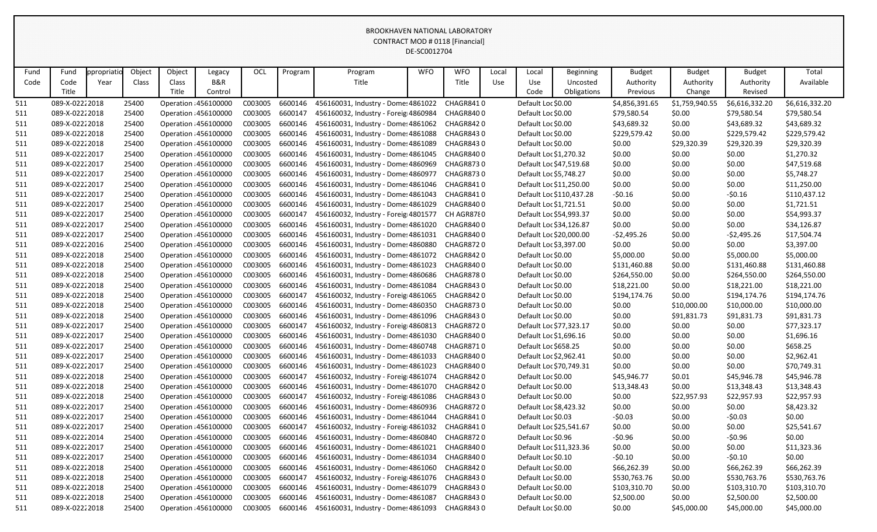BROOKHAVEN NATIONAL LABORATORY
CONTRACT MOD # 0118 [Financial]
DE-SC0012704

| Fund Code | Fund Code Title | ppropriatio Year | Object Class | Object Class Title | Legacy B&R Control | OCL | Program | Program Title | WFO | WFO Title | Local Use | Local Use Code | Beginning Uncosted Obligations | Budget Authority Previous | Budget Authority Change | Budget Authority Revised | Total Available |
|---|---|---|---|---|---|---|---|---|---|---|---|---|---|---|---|---|---|
| 511 | 089-X-0222 | 2018 | 25400 | Operation | 456100000 | C003005 | 6600146 | 456160031, Industry - Domes | 4861022 | CHAGR841 | 0 | Default Loc | $0.00 | $4,856,391.65 | $1,759,940.55 | $6,616,332.20 | $6,616,332.20 |
| 511 | 089-X-0222 | 2018 | 25400 | Operation | 456100000 | C003005 | 6600147 | 456160032, Industry - Foreig | 4860984 | CHAGR840 | 0 | Default Loc | $0.00 | $79,580.54 | $0.00 | $79,580.54 | $79,580.54 |
| 511 | 089-X-0222 | 2018 | 25400 | Operation | 456100000 | C003005 | 6600146 | 456160031, Industry - Domes | 4861062 | CHAGR842 | 0 | Default Loc | $0.00 | $43,689.32 | $0.00 | $43,689.32 | $43,689.32 |
| 511 | 089-X-0222 | 2018 | 25400 | Operation | 456100000 | C003005 | 6600146 | 456160031, Industry - Domes | 4861088 | CHAGR843 | 0 | Default Loc | $0.00 | $229,579.42 | $0.00 | $229,579.42 | $229,579.42 |
| 511 | 089-X-0222 | 2018 | 25400 | Operation | 456100000 | C003005 | 6600146 | 456160031, Industry - Domes | 4861089 | CHAGR843 | 0 | Default Loc | $0.00 | $0.00 | $29,320.39 | $29,320.39 | $29,320.39 |
| 511 | 089-X-0222 | 2017 | 25400 | Operation | 456100000 | C003005 | 6600146 | 456160031, Industry - Domes | 4861045 | CHAGR840 | 0 | Default Loc | $1,270.32 | $0.00 | $0.00 | $0.00 | $1,270.32 |
| 511 | 089-X-0222 | 2017 | 25400 | Operation | 456100000 | C003005 | 6600146 | 456160031, Industry - Domes | 4860969 | CHAGR873 | 0 | Default Loc | $47,519.68 | $0.00 | $0.00 | $0.00 | $47,519.68 |
| 511 | 089-X-0222 | 2017 | 25400 | Operation | 456100000 | C003005 | 6600146 | 456160031, Industry - Domes | 4860977 | CHAGR873 | 0 | Default Loc | $5,748.27 | $0.00 | $0.00 | $0.00 | $5,748.27 |
| 511 | 089-X-0222 | 2017 | 25400 | Operation | 456100000 | C003005 | 6600146 | 456160031, Industry - Domes | 4861046 | CHAGR841 | 0 | Default Loc | $11,250.00 | $0.00 | $0.00 | $0.00 | $11,250.00 |
| 511 | 089-X-0222 | 2017 | 25400 | Operation | 456100000 | C003005 | 6600146 | 456160031, Industry - Domes | 4861043 | CHAGR841 | 0 | Default Loc | $110,437.28 | -$0.16 | $0.00 | -$0.16 | $110,437.12 |
| 511 | 089-X-0222 | 2017 | 25400 | Operation | 456100000 | C003005 | 6600146 | 456160031, Industry - Domes | 4861029 | CHAGR840 | 0 | Default Loc | $1,721.51 | $0.00 | $0.00 | $0.00 | $1,721.51 |
| 511 | 089-X-0222 | 2017 | 25400 | Operation | 456100000 | C003005 | 6600147 | 456160032, Industry - Foreig | 4801577 | CH AGR878 | 0 | Default Loc | $54,993.37 | $0.00 | $0.00 | $0.00 | $54,993.37 |
| 511 | 089-X-0222 | 2017 | 25400 | Operation | 456100000 | C003005 | 6600146 | 456160031, Industry - Domes | 4861020 | CHAGR840 | 0 | Default Loc | $34,126.87 | $0.00 | $0.00 | $0.00 | $34,126.87 |
| 511 | 089-X-0222 | 2017 | 25400 | Operation | 456100000 | C003005 | 6600146 | 456160031, Industry - Domes | 4861031 | CHAGR840 | 0 | Default Loc | $20,000.00 | -$2,495.26 | $0.00 | -$2,495.26 | $17,504.74 |
| 511 | 089-X-0222 | 2016 | 25400 | Operation | 456100000 | C003005 | 6600146 | 456160031, Industry - Domes | 4860880 | CHAGR872 | 0 | Default Loc | $3,397.00 | $0.00 | $0.00 | $0.00 | $3,397.00 |
| 511 | 089-X-0222 | 2018 | 25400 | Operation | 456100000 | C003005 | 6600146 | 456160031, Industry - Domes | 4861072 | CHAGR842 | 0 | Default Loc | $0.00 | $5,000.00 | $0.00 | $5,000.00 | $5,000.00 |
| 511 | 089-X-0222 | 2018 | 25400 | Operation | 456100000 | C003005 | 6600146 | 456160031, Industry - Domes | 4861023 | CHAGR840 | 0 | Default Loc | $0.00 | $131,460.88 | $0.00 | $131,460.88 | $131,460.88 |
| 511 | 089-X-0222 | 2018 | 25400 | Operation | 456100000 | C003005 | 6600146 | 456160031, Industry - Domes | 4860686 | CHAGR878 | 0 | Default Loc | $0.00 | $264,550.00 | $0.00 | $264,550.00 | $264,550.00 |
| 511 | 089-X-0222 | 2018 | 25400 | Operation | 456100000 | C003005 | 6600146 | 456160031, Industry - Domes | 4861084 | CHAGR843 | 0 | Default Loc | $0.00 | $18,221.00 | $0.00 | $18,221.00 | $18,221.00 |
| 511 | 089-X-0222 | 2018 | 25400 | Operation | 456100000 | C003005 | 6600147 | 456160032, Industry - Foreig | 4861065 | CHAGR842 | 0 | Default Loc | $0.00 | $194,174.76 | $0.00 | $194,174.76 | $194,174.76 |
| 511 | 089-X-0222 | 2018 | 25400 | Operation | 456100000 | C003005 | 6600146 | 456160031, Industry - Domes | 4860350 | CHAGR873 | 0 | Default Loc | $0.00 | $0.00 | $10,000.00 | $10,000.00 | $10,000.00 |
| 511 | 089-X-0222 | 2018 | 25400 | Operation | 456100000 | C003005 | 6600146 | 456160031, Industry - Domes | 4861096 | CHAGR843 | 0 | Default Loc | $0.00 | $0.00 | $91,831.73 | $91,831.73 | $91,831.73 |
| 511 | 089-X-0222 | 2017 | 25400 | Operation | 456100000 | C003005 | 6600147 | 456160032, Industry - Foreig | 4860813 | CHAGR872 | 0 | Default Loc | $77,323.17 | $0.00 | $0.00 | $0.00 | $77,323.17 |
| 511 | 089-X-0222 | 2017 | 25400 | Operation | 456100000 | C003005 | 6600146 | 456160031, Industry - Domes | 4861030 | CHAGR840 | 0 | Default Loc | $1,696.16 | $0.00 | $0.00 | $0.00 | $1,696.16 |
| 511 | 089-X-0222 | 2017 | 25400 | Operation | 456100000 | C003005 | 6600146 | 456160031, Industry - Domes | 4860748 | CHAGR871 | 0 | Default Loc | $658.25 | $0.00 | $0.00 | $0.00 | $658.25 |
| 511 | 089-X-0222 | 2017 | 25400 | Operation | 456100000 | C003005 | 6600146 | 456160031, Industry - Domes | 4861033 | CHAGR840 | 0 | Default Loc | $2,962.41 | $0.00 | $0.00 | $0.00 | $2,962.41 |
| 511 | 089-X-0222 | 2017 | 25400 | Operation | 456100000 | C003005 | 6600146 | 456160031, Industry - Domes | 4861023 | CHAGR840 | 0 | Default Loc | $70,749.31 | $0.00 | $0.00 | $0.00 | $70,749.31 |
| 511 | 089-X-0222 | 2018 | 25400 | Operation | 456100000 | C003005 | 6600147 | 456160032, Industry - Foreig | 4861074 | CHAGR842 | 0 | Default Loc | $0.00 | $45,946.77 | $0.01 | $45,946.78 | $45,946.78 |
| 511 | 089-X-0222 | 2018 | 25400 | Operation | 456100000 | C003005 | 6600146 | 456160031, Industry - Domes | 4861070 | CHAGR842 | 0 | Default Loc | $0.00 | $13,348.43 | $0.00 | $13,348.43 | $13,348.43 |
| 511 | 089-X-0222 | 2018 | 25400 | Operation | 456100000 | C003005 | 6600147 | 456160032, Industry - Foreig | 4861086 | CHAGR843 | 0 | Default Loc | $0.00 | $0.00 | $22,957.93 | $22,957.93 | $22,957.93 |
| 511 | 089-X-0222 | 2017 | 25400 | Operation | 456100000 | C003005 | 6600146 | 456160031, Industry - Domes | 4860936 | CHAGR872 | 0 | Default Loc | $8,423.32 | $0.00 | $0.00 | $0.00 | $8,423.32 |
| 511 | 089-X-0222 | 2017 | 25400 | Operation | 456100000 | C003005 | 6600146 | 456160031, Industry - Domes | 4861044 | CHAGR841 | 0 | Default Loc | $0.03 | -$0.03 | $0.00 | -$0.03 | $0.00 |
| 511 | 089-X-0222 | 2017 | 25400 | Operation | 456100000 | C003005 | 6600147 | 456160032, Industry - Foreig | 4861032 | CHAGR841 | 0 | Default Loc | $25,541.67 | $0.00 | $0.00 | $0.00 | $25,541.67 |
| 511 | 089-X-0222 | 2014 | 25400 | Operation | 456100000 | C003005 | 6600146 | 456160031, Industry - Domes | 4860840 | CHAGR872 | 0 | Default Loc | $0.96 | -$0.96 | $0.00 | -$0.96 | $0.00 |
| 511 | 089-X-0222 | 2017 | 25400 | Operation | 456100000 | C003005 | 6600146 | 456160031, Industry - Domes | 4861021 | CHAGR840 | 0 | Default Loc | $11,323.36 | $0.00 | $0.00 | $0.00 | $11,323.36 |
| 511 | 089-X-0222 | 2017 | 25400 | Operation | 456100000 | C003005 | 6600146 | 456160031, Industry - Domes | 4861034 | CHAGR840 | 0 | Default Loc | $0.10 | -$0.10 | $0.00 | -$0.10 | $0.00 |
| 511 | 089-X-0222 | 2018 | 25400 | Operation | 456100000 | C003005 | 6600146 | 456160031, Industry - Domes | 4861060 | CHAGR842 | 0 | Default Loc | $0.00 | $66,262.39 | $0.00 | $66,262.39 | $66,262.39 |
| 511 | 089-X-0222 | 2018 | 25400 | Operation | 456100000 | C003005 | 6600147 | 456160032, Industry - Foreig | 4861076 | CHAGR843 | 0 | Default Loc | $0.00 | $530,763.76 | $0.00 | $530,763.76 | $530,763.76 |
| 511 | 089-X-0222 | 2018 | 25400 | Operation | 456100000 | C003005 | 6600146 | 456160031, Industry - Domes | 4861079 | CHAGR843 | 0 | Default Loc | $0.00 | $103,310.70 | $0.00 | $103,310.70 | $103,310.70 |
| 511 | 089-X-0222 | 2018 | 25400 | Operation | 456100000 | C003005 | 6600146 | 456160031, Industry - Domes | 4861087 | CHAGR843 | 0 | Default Loc | $0.00 | $2,500.00 | $0.00 | $2,500.00 | $2,500.00 |
| 511 | 089-X-0222 | 2018 | 25400 | Operation | 456100000 | C003005 | 6600146 | 456160031, Industry - Domes | 4861093 | CHAGR843 | 0 | Default Loc | $0.00 | $0.00 | $45,000.00 | $45,000.00 | $45,000.00 |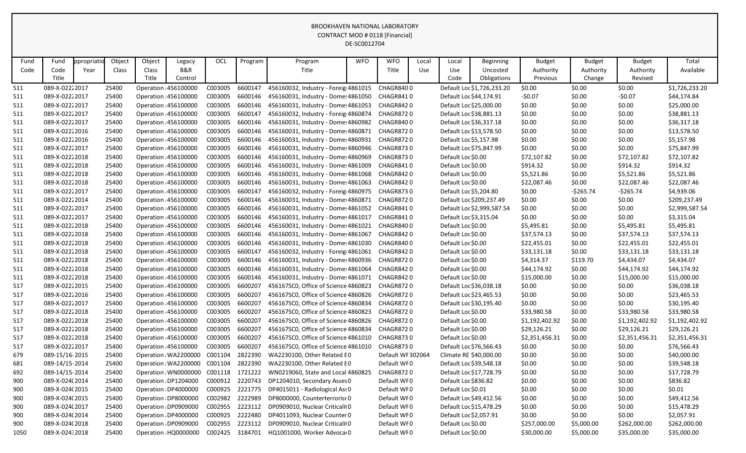BROOKHAVEN NATIONAL LABORATORY
CONTRACT MOD # 0118 [Financial]
DE-SC0012704

| Fund Code | Fund Code Title | ppropriatio Year | Object Class | Object Class Title | Legacy B&R Control | OCL | Program | Program Title | WFO | WFO Title | Local Use | Local Use Code | Beginning Uncosted Obligations | Budget Authority Previous | Budget Authority Change | Budget Authority Revised | Total Available |
|---|---|---|---|---|---|---|---|---|---|---|---|---|---|---|---|---|---|
| 511 | 089-X-0222 | 2017 | 25400 | Operation | 456100000 | C003005 | 6600147 | 456160032, Industry - Foreig | 4861015 | CHAGR840 | 0 | Default Loc | $1,726,233.20 | $0.00 | $0.00 | $0.00 | $1,726,233.20 |
| 511 | 089-X-0222 | 2017 | 25400 | Operation | 456100000 | C003005 | 6600146 | 456160031, Industry - Dome | 4861050 | CHAGR841 | 0 | Default Loc | $44,174.91 | -$0.07 | $0.00 | -$0.07 | $44,174.84 |
| 511 | 089-X-0222 | 2017 | 25400 | Operation | 456100000 | C003005 | 6600146 | 456160031, Industry - Dome | 4861053 | CHAGR842 | 0 | Default Loc | $25,000.00 | $0.00 | $0.00 | $0.00 | $25,000.00 |
| 511 | 089-X-0222 | 2017 | 25400 | Operation | 456100000 | C003005 | 6600147 | 456160032, Industry - Foreig | 4860874 | CHAGR872 | 0 | Default Loc | $38,881.13 | $0.00 | $0.00 | $0.00 | $38,881.13 |
| 511 | 089-X-0222 | 2017 | 25400 | Operation | 456100000 | C003005 | 6600146 | 456160031, Industry - Dome | 4860982 | CHAGR840 | 0 | Default Loc | $36,317.18 | $0.00 | $0.00 | $0.00 | $36,317.18 |
| 511 | 089-X-0222 | 2016 | 25400 | Operation | 456100000 | C003005 | 6600146 | 456160031, Industry - Dome | 4860871 | CHAGR872 | 0 | Default Loc | $13,578.50 | $0.00 | $0.00 | $0.00 | $13,578.50 |
| 511 | 089-X-0222 | 2016 | 25400 | Operation | 456100000 | C003005 | 6600146 | 456160031, Industry - Dome | 4860931 | CHAGR872 | 0 | Default Loc | $5,157.98 | $0.00 | $0.00 | $0.00 | $5,157.98 |
| 511 | 089-X-0222 | 2017 | 25400 | Operation | 456100000 | C003005 | 6600146 | 456160031, Industry - Dome | 4860946 | CHAGR873 | 0 | Default Loc | $75,847.99 | $0.00 | $0.00 | $0.00 | $75,847.99 |
| 511 | 089-X-0222 | 2018 | 25400 | Operation | 456100000 | C003005 | 6600146 | 456160031, Industry - Dome | 4860969 | CHAGR873 | 0 | Default Loc | $0.00 | $72,107.82 | $0.00 | $72,107.82 | $72,107.82 |
| 511 | 089-X-0222 | 2018 | 25400 | Operation | 456100000 | C003005 | 6600146 | 456160031, Industry - Dome | 4861009 | CHAGR841 | 0 | Default Loc | $0.00 | $914.32 | $0.00 | $914.32 | $914.32 |
| 511 | 089-X-0222 | 2018 | 25400 | Operation | 456100000 | C003005 | 6600146 | 456160031, Industry - Dome | 4861068 | CHAGR842 | 0 | Default Loc | $0.00 | $5,521.86 | $0.00 | $5,521.86 | $5,521.86 |
| 511 | 089-X-0222 | 2018 | 25400 | Operation | 456100000 | C003005 | 6600146 | 456160031, Industry - Dome | 4861063 | CHAGR842 | 0 | Default Loc | $0.00 | $22,087.46 | $0.00 | $22,087.46 | $22,087.46 |
| 511 | 089-X-0222 | 2017 | 25400 | Operation | 456100000 | C003005 | 6600147 | 456160032, Industry - Foreig | 4860975 | CHAGR873 | 0 | Default Loc | $5,204.80 | $0.00 | -$265.74 | -$265.74 | $4,939.06 |
| 511 | 089-X-0222 | 2014 | 25400 | Operation | 456100000 | C003005 | 6600146 | 456160031, Industry - Dome | 4860871 | CHAGR872 | 0 | Default Loc | $209,237.49 | $0.00 | $0.00 | $0.00 | $209,237.49 |
| 511 | 089-X-0222 | 2017 | 25400 | Operation | 456100000 | C003005 | 6600146 | 456160031, Industry - Dome | 4861052 | CHAGR841 | 0 | Default Loc | $2,999,587.54 | $0.00 | $0.00 | $0.00 | $2,999,587.54 |
| 511 | 089-X-0222 | 2017 | 25400 | Operation | 456100000 | C003005 | 6600146 | 456160031, Industry - Dome | 4861017 | CHAGR841 | 0 | Default Loc | $3,315.04 | $0.00 | $0.00 | $0.00 | $3,315.04 |
| 511 | 089-X-0222 | 2018 | 25400 | Operation | 456100000 | C003005 | 6600146 | 456160031, Industry - Dome | 4861021 | CHAGR840 | 0 | Default Loc | $0.00 | $5,495.81 | $0.00 | $5,495.81 | $5,495.81 |
| 511 | 089-X-0222 | 2018 | 25400 | Operation | 456100000 | C003005 | 6600146 | 456160031, Industry - Dome | 4861067 | CHAGR842 | 0 | Default Loc | $0.00 | $37,574.13 | $0.00 | $37,574.13 | $37,574.13 |
| 511 | 089-X-0222 | 2018 | 25400 | Operation | 456100000 | C003005 | 6600146 | 456160031, Industry - Dome | 4861030 | CHAGR840 | 0 | Default Loc | $0.00 | $22,455.01 | $0.00 | $22,455.01 | $22,455.01 |
| 511 | 089-X-0222 | 2018 | 25400 | Operation | 456100000 | C003005 | 6600147 | 456160032, Industry - Foreig | 4861061 | CHAGR842 | 0 | Default Loc | $0.00 | $33,131.18 | $0.00 | $33,131.18 | $33,131.18 |
| 511 | 089-X-0222 | 2018 | 25400 | Operation | 456100000 | C003005 | 6600146 | 456160031, Industry - Dome | 4860936 | CHAGR872 | 0 | Default Loc | $0.00 | $4,314.37 | $119.70 | $4,434.07 | $4,434.07 |
| 511 | 089-X-0222 | 2018 | 25400 | Operation | 456100000 | C003005 | 6600146 | 456160031, Industry - Dome | 4861064 | CHAGR842 | 0 | Default Loc | $0.00 | $44,174.92 | $0.00 | $44,174.92 | $44,174.92 |
| 511 | 089-X-0222 | 2018 | 25400 | Operation | 456100000 | C003005 | 6600146 | 456160031, Industry - Dome | 4861071 | CHAGR842 | 0 | Default Loc | $0.00 | $15,000.00 | $0.00 | $15,000.00 | $15,000.00 |
| 517 | 089-X-0222 | 2015 | 25400 | Operation | 456100000 | C003005 | 6600207 | 456167SC0, Office of Science | 4860823 | CHAGR872 | 0 | Default Loc | $36,038.18 | $0.00 | $0.00 | $0.00 | $36,038.18 |
| 517 | 089-X-0222 | 2016 | 25400 | Operation | 456100000 | C003005 | 6600207 | 456167SC0, Office of Science | 4860826 | CHAGR872 | 0 | Default Loc | $23,465.53 | $0.00 | $0.00 | $0.00 | $23,465.53 |
| 517 | 089-X-0222 | 2017 | 25400 | Operation | 456100000 | C003005 | 6600207 | 456167SC0, Office of Science | 4860834 | CHAGR872 | 0 | Default Loc | $30,195.40 | $0.00 | $0.00 | $0.00 | $30,195.40 |
| 517 | 089-X-0222 | 2018 | 25400 | Operation | 456100000 | C003005 | 6600207 | 456167SC0, Office of Science | 4860823 | CHAGR872 | 0 | Default Loc | $0.00 | $33,980.58 | $0.00 | $33,980.58 | $33,980.58 |
| 517 | 089-X-0222 | 2018 | 25400 | Operation | 456100000 | C003005 | 6600207 | 456167SC0, Office of Science | 4860826 | CHAGR872 | 0 | Default Loc | $0.00 | $1,192,402.92 | $0.00 | $1,192,402.92 | $1,192,402.92 |
| 517 | 089-X-0222 | 2018 | 25400 | Operation | 456100000 | C003005 | 6600207 | 456167SC0, Office of Science | 4860834 | CHAGR872 | 0 | Default Loc | $0.00 | $29,126.21 | $0.00 | $29,126.21 | $29,126.21 |
| 517 | 089-X-0222 | 2018 | 25400 | Operation | 456100000 | C003005 | 6600207 | 456167SC0, Office of Science | 4861010 | CHAGR873 | 0 | Default Loc | $0.00 | $2,351,456.31 | $0.00 | $2,351,456.31 | $2,351,456.31 |
| 517 | 089-X-0222 | 2017 | 25400 | Operation | 456100000 | C003005 | 6600207 | 456167SC0, Office of Science | 4861010 | CHAGR873 | 0 | Default Loc | $76,566.43 | $0.00 | $0.00 | $0.00 | $76,566.43 |
| 679 | 089-15/16- | 2015 | 25400 | Operation | WA2200000 | C001104 | 2822390 | WA2230100, Other Related E | 0 | Default WF | 302064 | Climate RE | $40,000.00 | $0.00 | $0.00 | $0.00 | $40,000.00 |
| 681 | 089-14/15- | 2014 | 25400 | Operation | WA2200000 | C001104 | 2822390 | WA2230100, Other Related E | 0 | Default WF | 0 | Default Loc | $39,548.18 | $0.00 | $0.00 | $0.00 | $39,548.18 |
| 692 | 089-14/15- | 2014 | 25400 | Operation | WN0000000 | C001118 | 1721222 | WN0219060, State and Local | 4860825 | CHAGR872 | 0 | Default Loc | $17,728.79 | $0.00 | $0.00 | $0.00 | $17,728.79 |
| 900 | 089-X-0240 | 2014 | 25400 | Operation | DP1204000 | C000912 | 2220743 | DP1204010, Secondary Asses | 0 | Default WF | 0 | Default Loc | $836.82 | $0.00 | $0.00 | $0.00 | $836.82 |
| 900 | 089-X-0240 | 2015 | 25400 | Operation | DP4000000 | C000925 | 2221775 | DP4015011 - Radiological Ass | 0 | Default WF | 0 | Default Loc | $0.01 | $0.00 | $0.00 | $0.00 | $0.01 |
| 900 | 089-X-0240 | 2015 | 25400 | Operation | DP8000000 | C002982 | 2222989 | DP8000000, Counterterrorism | 0 | Default WF | 0 | Default Loc | $49,412.56 | $0.00 | $0.00 | $0.00 | $49,412.56 |
| 900 | 089-X-0240 | 2017 | 25400 | Operation | DP0909000 | C002955 | 2223112 | DP0909010, Nuclear Criticalit | 0 | Default WF | 0 | Default Loc | $15,478.29 | $0.00 | $0.00 | $0.00 | $15,478.29 |
| 900 | 089-X-0240 | 2014 | 25400 | Operation | DP4000000 | C000925 | 2222480 | DP4011093, Nuclear Counter | 0 | Default WF | 0 | Default Loc | $2,057.91 | $0.00 | $0.00 | $0.00 | $2,057.91 |
| 900 | 089-X-0240 | 2018 | 25400 | Operation | DP0909000 | C002955 | 2223112 | DP0909010, Nuclear Criticalit | 0 | Default WF | 0 | Default Loc | $0.00 | $257,000.00 | $5,000.00 | $262,000.00 | $262,000.00 |
| 1050 | 089-X-0243 | 2018 | 25400 | Operation | HQ0000000 | C002425 | 3184701 | HQ1001000, Worker Advocac | 0 | Default WF | 0 | Default Loc | $0.00 | $30,000.00 | $5,000.00 | $35,000.00 | $35,000.00 |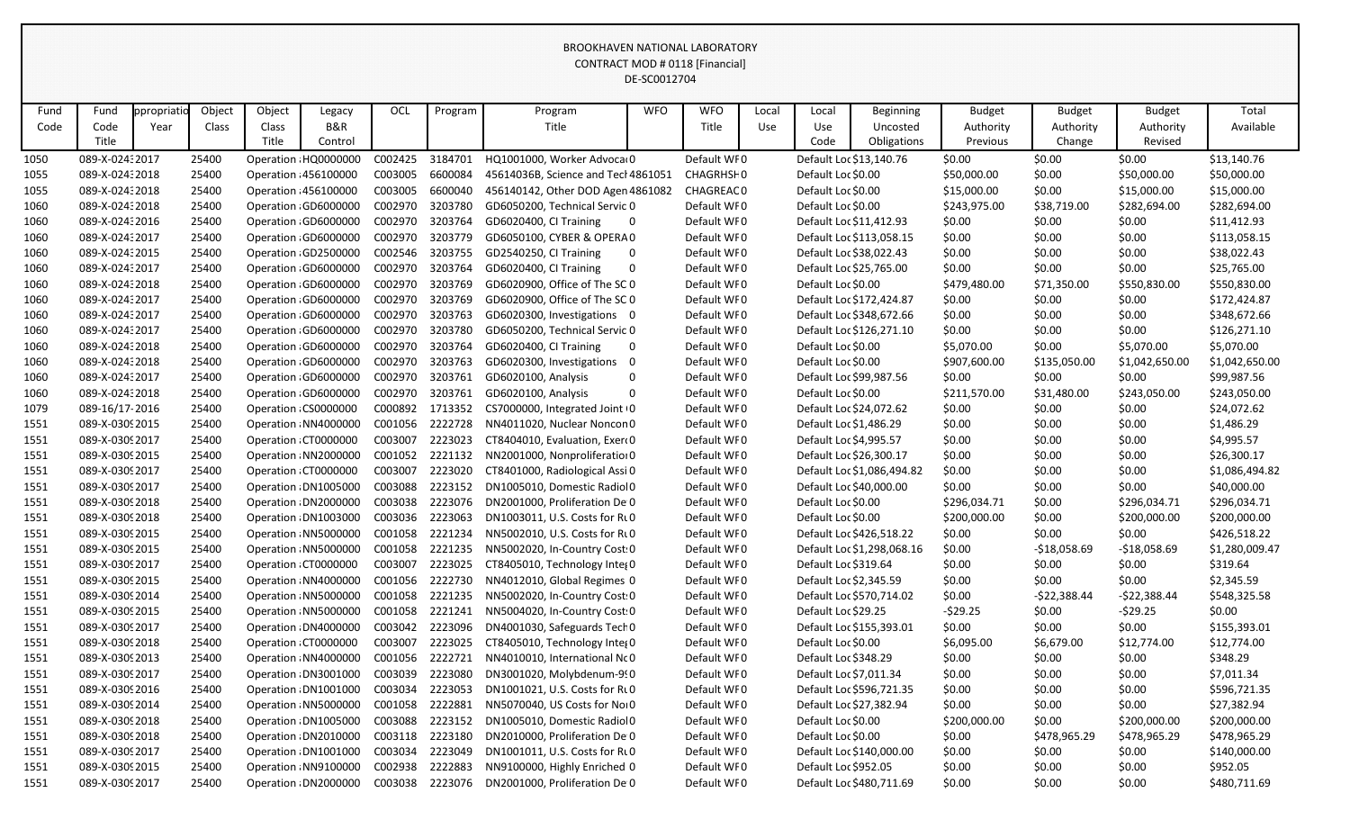BROOKHAVEN NATIONAL LABORATORY
CONTRACT MOD # 0118 [Financial]
DE-SC0012704

| Fund Code | Fund Code Title | Appropriation Year | Object Class | Object Class Title | Legacy B&R Control | OCL | Program | Program Title | WFO | WFO Title | Local Use | Local Use Code | Beginning Uncosted Obligations | Budget Authority Previous | Budget Authority Change | Budget Authority Revised | Total Available |
|---|---|---|---|---|---|---|---|---|---|---|---|---|---|---|---|---|---|
| 1050 | 089-X-0243 | 2017 | 25400 | Operation | HQ0000000 | C002425 | 3184701 | HQ1001000, Worker Advocac | 0 | Default WF | 0 | Default Loc | $13,140.76 | $0.00 | $0.00 | $0.00 | $13,140.76 |
| 1055 | 089-X-0243 | 2018 | 25400 | Operation | 456100000 | C003005 | 6600084 | 45614036B, Science and Tech | 4861051 | CHAGRHSH | 0 | Default Loc | $0.00 | $50,000.00 | $0.00 | $50,000.00 | $50,000.00 |
| 1055 | 089-X-0243 | 2018 | 25400 | Operation | 456100000 | C003005 | 6600040 | 456140142, Other DOD Agen | 4861082 | CHAGREAC | 0 | Default Loc | $0.00 | $15,000.00 | $0.00 | $15,000.00 | $15,000.00 |
| 1060 | 089-X-0243 | 2018 | 25400 | Operation | GD6000000 | C002970 | 3203780 | GD6050200, Technical Servic | 0 | Default WF | 0 | Default Loc | $0.00 | $243,975.00 | $38,719.00 | $282,694.00 | $282,694.00 |
| 1060 | 089-X-0243 | 2016 | 25400 | Operation | GD6000000 | C002970 | 3203764 | GD6020400, CI Training | 0 | Default WF | 0 | Default Loc | $11,412.93 | $0.00 | $0.00 | $0.00 | $11,412.93 |
| 1060 | 089-X-0243 | 2017 | 25400 | Operation | GD6000000 | C002970 | 3203779 | GD6050100, CYBER & OPERA | 0 | Default WF | 0 | Default Loc | $113,058.15 | $0.00 | $0.00 | $0.00 | $113,058.15 |
| 1060 | 089-X-0243 | 2015 | 25400 | Operation | GD2500000 | C002546 | 3203755 | GD2540250, CI Training | 0 | Default WF | 0 | Default Loc | $38,022.43 | $0.00 | $0.00 | $0.00 | $38,022.43 |
| 1060 | 089-X-0243 | 2017 | 25400 | Operation | GD6000000 | C002970 | 3203764 | GD6020400, CI Training | 0 | Default WF | 0 | Default Loc | $25,765.00 | $0.00 | $0.00 | $0.00 | $25,765.00 |
| 1060 | 089-X-0243 | 2018 | 25400 | Operation | GD6000000 | C002970 | 3203769 | GD6020900, Office of The SC | 0 | Default WF | 0 | Default Loc | $0.00 | $479,480.00 | $71,350.00 | $550,830.00 | $550,830.00 |
| 1060 | 089-X-0243 | 2017 | 25400 | Operation | GD6000000 | C002970 | 3203769 | GD6020900, Office of The SC | 0 | Default WF | 0 | Default Loc | $172,424.87 | $0.00 | $0.00 | $0.00 | $172,424.87 |
| 1060 | 089-X-0243 | 2017 | 25400 | Operation | GD6000000 | C002970 | 3203763 | GD6020300, Investigations | 0 | Default WF | 0 | Default Loc | $348,672.66 | $0.00 | $0.00 | $0.00 | $348,672.66 |
| 1060 | 089-X-0243 | 2017 | 25400 | Operation | GD6000000 | C002970 | 3203780 | GD6050200, Technical Servic | 0 | Default WF | 0 | Default Loc | $126,271.10 | $0.00 | $0.00 | $0.00 | $126,271.10 |
| 1060 | 089-X-0243 | 2018 | 25400 | Operation | GD6000000 | C002970 | 3203764 | GD6020400, CI Training | 0 | Default WF | 0 | Default Loc | $0.00 | $5,070.00 | $0.00 | $5,070.00 | $5,070.00 |
| 1060 | 089-X-0243 | 2018 | 25400 | Operation | GD6000000 | C002970 | 3203763 | GD6020300, Investigations | 0 | Default WF | 0 | Default Loc | $0.00 | $907,600.00 | $135,050.00 | $1,042,650.00 | $1,042,650.00 |
| 1060 | 089-X-0243 | 2017 | 25400 | Operation | GD6000000 | C002970 | 3203761 | GD6020100, Analysis | 0 | Default WF | 0 | Default Loc | $99,987.56 | $0.00 | $0.00 | $0.00 | $99,987.56 |
| 1060 | 089-X-0243 | 2018 | 25400 | Operation | GD6000000 | C002970 | 3203761 | GD6020100, Analysis | 0 | Default WF | 0 | Default Loc | $0.00 | $211,570.00 | $31,480.00 | $243,050.00 | $243,050.00 |
| 1079 | 089-16/17- | 2016 | 25400 | Operation | CS0000000 | C000892 | 1713352 | CS7000000, Integrated Joint | 0 | Default WF | 0 | Default Loc | $24,072.62 | $0.00 | $0.00 | $0.00 | $24,072.62 |
| 1551 | 089-X-0309 | 2015 | 25400 | Operation | NN4000000 | C001056 | 2222728 | NN4011020, Nuclear Noncon | 0 | Default WF | 0 | Default Loc | $1,486.29 | $0.00 | $0.00 | $0.00 | $1,486.29 |
| 1551 | 089-X-0309 | 2017 | 25400 | Operation | CT0000000 | C003007 | 2223023 | CT8404010, Evaluation, Exer | 0 | Default WF | 0 | Default Loc | $4,995.57 | $0.00 | $0.00 | $0.00 | $4,995.57 |
| 1551 | 089-X-0309 | 2015 | 25400 | Operation | NN2000000 | C001052 | 2221132 | NN2001000, Nonproliferatio | 0 | Default WF | 0 | Default Loc | $26,300.17 | $0.00 | $0.00 | $0.00 | $26,300.17 |
| 1551 | 089-X-0309 | 2017 | 25400 | Operation | CT0000000 | C003007 | 2223020 | CT8401000, Radiological Assi | 0 | Default WF | 0 | Default Loc | $1,086,494.82 | $0.00 | $0.00 | $0.00 | $1,086,494.82 |
| 1551 | 089-X-0309 | 2017 | 25400 | Operation | DN1005000 | C003088 | 2223152 | DN1005010, Domestic Radiol | 0 | Default WF | 0 | Default Loc | $40,000.00 | $0.00 | $0.00 | $0.00 | $40,000.00 |
| 1551 | 089-X-0309 | 2018 | 25400 | Operation | DN2000000 | C003038 | 2223076 | DN2001000, Proliferation De | 0 | Default WF | 0 | Default Loc | $0.00 | $296,034.71 | $0.00 | $296,034.71 | $296,034.71 |
| 1551 | 089-X-0309 | 2018 | 25400 | Operation | DN1003000 | C003036 | 2223063 | DN1003011, U.S. Costs for Ru | 0 | Default WF | 0 | Default Loc | $0.00 | $200,000.00 | $0.00 | $200,000.00 | $200,000.00 |
| 1551 | 089-X-0309 | 2015 | 25400 | Operation | NN5000000 | C001058 | 2221234 | NN5002010, U.S. Costs for Ru | 0 | Default WF | 0 | Default Loc | $426,518.22 | $0.00 | $0.00 | $0.00 | $426,518.22 |
| 1551 | 089-X-0309 | 2015 | 25400 | Operation | NN5000000 | C001058 | 2221235 | NN5002020, In-Country Cost | 0 | Default WF | 0 | Default Loc | $1,298,068.16 | $0.00 | -$18,058.69 | -$18,058.69 | $1,280,009.47 |
| 1551 | 089-X-0309 | 2017 | 25400 | Operation | CT0000000 | C003007 | 2223025 | CT8405010, Technology Integ | 0 | Default WF | 0 | Default Loc | $319.64 | $0.00 | $0.00 | $0.00 | $319.64 |
| 1551 | 089-X-0309 | 2015 | 25400 | Operation | NN4000000 | C001056 | 2222730 | NN4012010, Global Regimes | 0 | Default WF | 0 | Default Loc | $2,345.59 | $0.00 | $0.00 | $0.00 | $2,345.59 |
| 1551 | 089-X-0309 | 2014 | 25400 | Operation | NN5000000 | C001058 | 2221235 | NN5002020, In-Country Cost | 0 | Default WF | 0 | Default Loc | $570,714.02 | $0.00 | -$22,388.44 | -$22,388.44 | $548,325.58 |
| 1551 | 089-X-0309 | 2015 | 25400 | Operation | NN5000000 | C001058 | 2221241 | NN5004020, In-Country Cost | 0 | Default WF | 0 | Default Loc | $29.25 | -$29.25 | $0.00 | -$29.25 | $0.00 |
| 1551 | 089-X-0309 | 2017 | 25400 | Operation | DN4000000 | C003042 | 2223096 | DN4001030, Safeguards Tech | 0 | Default WF | 0 | Default Loc | $155,393.01 | $0.00 | $0.00 | $0.00 | $155,393.01 |
| 1551 | 089-X-0309 | 2018 | 25400 | Operation | CT0000000 | C003007 | 2223025 | CT8405010, Technology Integ | 0 | Default WF | 0 | Default Loc | $0.00 | $6,095.00 | $6,679.00 | $12,774.00 | $12,774.00 |
| 1551 | 089-X-0309 | 2013 | 25400 | Operation | NN4000000 | C001056 | 2222721 | NN4010010, International No | 0 | Default WF | 0 | Default Loc | $348.29 | $0.00 | $0.00 | $0.00 | $348.29 |
| 1551 | 089-X-0309 | 2017 | 25400 | Operation | DN3001000 | C003039 | 2223080 | DN3001020, Molybdenum-99 | 0 | Default WF | 0 | Default Loc | $7,011.34 | $0.00 | $0.00 | $0.00 | $7,011.34 |
| 1551 | 089-X-0309 | 2016 | 25400 | Operation | DN1001000 | C003034 | 2223053 | DN1001021, U.S. Costs for Ru | 0 | Default WF | 0 | Default Loc | $596,721.35 | $0.00 | $0.00 | $0.00 | $596,721.35 |
| 1551 | 089-X-0309 | 2014 | 25400 | Operation | NN5000000 | C001058 | 2222881 | NN5070040, US Costs for Nor | 0 | Default WF | 0 | Default Loc | $27,382.94 | $0.00 | $0.00 | $0.00 | $27,382.94 |
| 1551 | 089-X-0309 | 2018 | 25400 | Operation | DN1005000 | C003088 | 2223152 | DN1005010, Domestic Radiol | 0 | Default WF | 0 | Default Loc | $0.00 | $200,000.00 | $0.00 | $200,000.00 | $200,000.00 |
| 1551 | 089-X-0309 | 2018 | 25400 | Operation | DN2010000 | C003118 | 2223180 | DN2010000, Proliferation De | 0 | Default WF | 0 | Default Loc | $0.00 | $0.00 | $478,965.29 | $478,965.29 | $478,965.29 |
| 1551 | 089-X-0309 | 2017 | 25400 | Operation | DN1001000 | C003034 | 2223049 | DN1001011, U.S. Costs for Ru | 0 | Default WF | 0 | Default Loc | $140,000.00 | $0.00 | $0.00 | $0.00 | $140,000.00 |
| 1551 | 089-X-0309 | 2015 | 25400 | Operation | NN9100000 | C002938 | 2222883 | NN9100000, Highly Enriched | 0 | Default WF | 0 | Default Loc | $952.05 | $0.00 | $0.00 | $0.00 | $952.05 |
| 1551 | 089-X-0309 | 2017 | 25400 | Operation | DN2000000 | C003038 | 2223076 | DN2001000, Proliferation De | 0 | Default WF | 0 | Default Loc | $480,711.69 | $0.00 | $0.00 | $0.00 | $480,711.69 |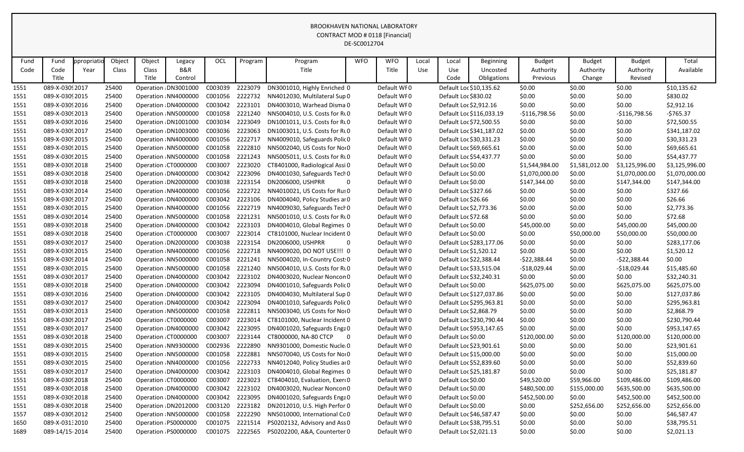BROOKHAVEN NATIONAL LABORATORY
CONTRACT MOD # 0118 [Financial]
DE-SC0012704

| Fund Code | Fund Code Title | ppropriatio Year | Object Class | Object Class Title | Legacy B&R Control | OCL | Program | Program Title | WFO | WFO Title | Local Use | Local Use Code | Beginning Uncosted Obligations | Budget Authority Previous | Budget Authority Change | Budget Authority Revised | Total Available |
|---|---|---|---|---|---|---|---|---|---|---|---|---|---|---|---|---|---|
| 1551 | 089-X-0309 | 2017 | 25400 | Operation | DN3001000 | C003039 | 2223079 | DN3001010, Highly Enriched | 0 | Default WF | 0 | Default Loc | $10,135.62 | $0.00 | $0.00 | $0.00 | $10,135.62 |
| 1551 | 089-X-0309 | 2015 | 25400 | Operation | NN4000000 | C001056 | 2222732 | NN4012030, Multilateral Sup | 0 | Default WF | 0 | Default Loc | $830.02 | $0.00 | $0.00 | $0.00 | $830.02 |
| 1551 | 089-X-0309 | 2016 | 25400 | Operation | DN4000000 | C003042 | 2223101 | DN4003010, Warhead Disma | 0 | Default WF | 0 | Default Loc | $2,912.16 | $0.00 | $0.00 | $0.00 | $2,912.16 |
| 1551 | 089-X-0309 | 2013 | 25400 | Operation | NN5000000 | C001058 | 2221240 | NN5004010, U.S. Costs for Ru | 0 | Default WF | 0 | Default Loc | $116,033.19 | -$116,798.56 | $0.00 | -$116,798.56 | -$765.37 |
| 1551 | 089-X-0309 | 2016 | 25400 | Operation | DN1001000 | C003034 | 2223049 | DN1001011, U.S. Costs for Ru | 0 | Default WF | 0 | Default Loc | $72,500.55 | $0.00 | $0.00 | $0.00 | $72,500.55 |
| 1551 | 089-X-0309 | 2017 | 25400 | Operation | DN1003000 | C003036 | 2223063 | DN1003011, U.S. Costs for Ru | 0 | Default WF | 0 | Default Loc | $341,187.02 | $0.00 | $0.00 | $0.00 | $341,187.02 |
| 1551 | 089-X-0309 | 2015 | 25400 | Operation | NN4000000 | C001056 | 2222717 | NN4009010, Safeguards Polic | 0 | Default WF | 0 | Default Loc | $30,331.23 | $0.00 | $0.00 | $0.00 | $30,331.23 |
| 1551 | 089-X-0309 | 2015 | 25400 | Operation | NN5000000 | C001058 | 2222810 | NN5002040, US Costs for Nor | 0 | Default WF | 0 | Default Loc | $69,665.61 | $0.00 | $0.00 | $0.00 | $69,665.61 |
| 1551 | 089-X-0309 | 2015 | 25400 | Operation | NN5000000 | C001058 | 2221243 | NN5005011, U.S. Costs for Ru | 0 | Default WF | 0 | Default Loc | $54,437.77 | $0.00 | $0.00 | $0.00 | $54,437.77 |
| 1551 | 089-X-0309 | 2018 | 25400 | Operation | CT0000000 | C003007 | 2223020 | CT8401000, Radiological Assi | 0 | Default WF | 0 | Default Loc | $0.00 | $1,544,984.00 | $1,581,012.00 | $3,125,996.00 | $3,125,996.00 |
| 1551 | 089-X-0309 | 2018 | 25400 | Operation | DN4000000 | C003042 | 2223096 | DN4001030, Safeguards Tech | 0 | Default WF | 0 | Default Loc | $0.00 | $1,070,000.00 | $0.00 | $1,070,000.00 | $1,070,000.00 |
| 1551 | 089-X-0309 | 2018 | 25400 | Operation | DN2000000 | C003038 | 2223154 | DN2006000, USHPRR | 0 | Default WF | 0 | Default Loc | $0.00 | $147,344.00 | $0.00 | $147,344.00 | $147,344.00 |
| 1551 | 089-X-0309 | 2014 | 25400 | Operation | NN4000000 | C001056 | 2222722 | NN4010021, US Costs for Rus | 0 | Default WF | 0 | Default Loc | $327.66 | $0.00 | $0.00 | $0.00 | $327.66 |
| 1551 | 089-X-0309 | 2017 | 25400 | Operation | DN4000000 | C003042 | 2223106 | DN4004040, Policy Studies ar | 0 | Default WF | 0 | Default Loc | $26.66 | $0.00 | $0.00 | $0.00 | $26.66 |
| 1551 | 089-X-0309 | 2015 | 25400 | Operation | NN4000000 | C001056 | 2222719 | NN4009030, Safeguards Tech | 0 | Default WF | 0 | Default Loc | $2,773.36 | $0.00 | $0.00 | $0.00 | $2,773.36 |
| 1551 | 089-X-0309 | 2014 | 25400 | Operation | NN5000000 | C001058 | 2221231 | NN5001010, U.S. Costs for Ru | 0 | Default WF | 0 | Default Loc | $72.68 | $0.00 | $0.00 | $0.00 | $72.68 |
| 1551 | 089-X-0309 | 2018 | 25400 | Operation | DN4000000 | C003042 | 2223103 | DN4004010, Global Regimes | 0 | Default WF | 0 | Default Loc | $0.00 | $45,000.00 | $0.00 | $45,000.00 | $45,000.00 |
| 1551 | 089-X-0309 | 2018 | 25400 | Operation | CT0000000 | C003007 | 2223014 | CT8101000, Nuclear Incident | 0 | Default WF | 0 | Default Loc | $0.00 | $0.00 | $50,000.00 | $50,000.00 | $50,000.00 |
| 1551 | 089-X-0309 | 2017 | 25400 | Operation | DN2000000 | C003038 | 2223154 | DN2006000, USHPRR | 0 | Default WF | 0 | Default Loc | $283,177.06 | $0.00 | $0.00 | $0.00 | $283,177.06 |
| 1551 | 089-X-0309 | 2015 | 25400 | Operation | NN4000000 | C001056 | 2222718 | NN4009020, DO NOT USE!!! | 0 | Default WF | 0 | Default Loc | $1,520.12 | $0.00 | $0.00 | $0.00 | $1,520.12 |
| 1551 | 089-X-0309 | 2014 | 25400 | Operation | NN5000000 | C001058 | 2221241 | NN5004020, In-Country Cost | 0 | Default WF | 0 | Default Loc | $22,388.44 | -$22,388.44 | $0.00 | -$22,388.44 | $0.00 |
| 1551 | 089-X-0309 | 2015 | 25400 | Operation | NN5000000 | C001058 | 2221240 | NN5004010, U.S. Costs for Ru | 0 | Default WF | 0 | Default Loc | $33,515.04 | -$18,029.44 | $0.00 | -$18,029.44 | $15,485.60 |
| 1551 | 089-X-0309 | 2017 | 25400 | Operation | DN4000000 | C003042 | 2223102 | DN4003020, Nuclear Noncon | 0 | Default WF | 0 | Default Loc | $32,240.31 | $0.00 | $0.00 | $0.00 | $32,240.31 |
| 1551 | 089-X-0309 | 2018 | 25400 | Operation | DN4000000 | C003042 | 2223094 | DN4001010, Safeguards Polic | 0 | Default WF | 0 | Default Loc | $0.00 | $625,075.00 | $0.00 | $625,075.00 | $625,075.00 |
| 1551 | 089-X-0309 | 2016 | 25400 | Operation | DN4000000 | C003042 | 2223105 | DN4004030, Multilateral Sup | 0 | Default WF | 0 | Default Loc | $127,037.86 | $0.00 | $0.00 | $0.00 | $127,037.86 |
| 1551 | 089-X-0309 | 2017 | 25400 | Operation | DN4000000 | C003042 | 2223094 | DN4001010, Safeguards Polic | 0 | Default WF | 0 | Default Loc | $295,963.81 | $0.00 | $0.00 | $0.00 | $295,963.81 |
| 1551 | 089-X-0309 | 2013 | 25400 | Operation | NN5000000 | C001058 | 2222811 | NN5003040, US Costs for Nor | 0 | Default WF | 0 | Default Loc | $2,868.79 | $0.00 | $0.00 | $0.00 | $2,868.79 |
| 1551 | 089-X-0309 | 2017 | 25400 | Operation | CT0000000 | C003007 | 2223014 | CT8101000, Nuclear Incident | 0 | Default WF | 0 | Default Loc | $230,790.44 | $0.00 | $0.00 | $0.00 | $230,790.44 |
| 1551 | 089-X-0309 | 2017 | 25400 | Operation | DN4000000 | C003042 | 2223095 | DN4001020, Safeguards Enga | 0 | Default WF | 0 | Default Loc | $953,147.65 | $0.00 | $0.00 | $0.00 | $953,147.65 |
| 1551 | 089-X-0309 | 2018 | 25400 | Operation | CT0000000 | C003007 | 2223144 | CT8000000, NA-80 CTCP | 0 | Default WF | 0 | Default Loc | $0.00 | $120,000.00 | $0.00 | $120,000.00 | $120,000.00 |
| 1551 | 089-X-0309 | 2015 | 25400 | Operation | NN9300000 | C002936 | 2222890 | NN9301000, Domestic Nucle | 0 | Default WF | 0 | Default Loc | $23,901.61 | $0.00 | $0.00 | $0.00 | $23,901.61 |
| 1551 | 089-X-0309 | 2015 | 25400 | Operation | NN5000000 | C001058 | 2222881 | NN5070040, US Costs for Nor | 0 | Default WF | 0 | Default Loc | $15,000.00 | $0.00 | $0.00 | $0.00 | $15,000.00 |
| 1551 | 089-X-0309 | 2015 | 25400 | Operation | NN4000000 | C001056 | 2222733 | NN4012040, Policy Studies ar | 0 | Default WF | 0 | Default Loc | $52,839.60 | $0.00 | $0.00 | $0.00 | $52,839.60 |
| 1551 | 089-X-0309 | 2017 | 25400 | Operation | DN4000000 | C003042 | 2223103 | DN4004010, Global Regimes | 0 | Default WF | 0 | Default Loc | $25,181.87 | $0.00 | $0.00 | $0.00 | $25,181.87 |
| 1551 | 089-X-0309 | 2018 | 25400 | Operation | CT0000000 | C003007 | 2223023 | CT8404010, Evaluation, Exer | 0 | Default WF | 0 | Default Loc | $0.00 | $49,520.00 | $59,966.00 | $109,486.00 | $109,486.00 |
| 1551 | 089-X-0309 | 2018 | 25400 | Operation | DN4000000 | C003042 | 2223102 | DN4003020, Nuclear Noncon | 0 | Default WF | 0 | Default Loc | $0.00 | $480,500.00 | $155,000.00 | $635,500.00 | $635,500.00 |
| 1551 | 089-X-0309 | 2018 | 25400 | Operation | DN4000000 | C003042 | 2223095 | DN4001020, Safeguards Enga | 0 | Default WF | 0 | Default Loc | $0.00 | $452,500.00 | $0.00 | $452,500.00 | $452,500.00 |
| 1551 | 089-X-0309 | 2018 | 25400 | Operation | DN2012000 | C003120 | 2223182 | DN2012010, U.S. High Perfor | 0 | Default WF | 0 | Default Loc | $0.00 | $0.00 | $252,656.00 | $252,656.00 | $252,656.00 |
| 1557 | 089-X-0309 | 2012 | 25400 | Operation | NN5000000 | C001058 | 2222290 | NN5010000, International Co | 0 | Default WF | 0 | Default Loc | $46,587.47 | $0.00 | $0.00 | $0.00 | $46,587.47 |
| 1650 | 089-X-0313 | 2010 | 25400 | Operation | PS0000000 | C001075 | 2221514 | PS0202132, Advisory and Ass | 0 | Default WF | 0 | Default Loc | $38,795.51 | $0.00 | $0.00 | $0.00 | $38,795.51 |
| 1689 | 089-14/15- | 2014 | 25400 | Operation | PS0000000 | C001075 | 2222565 | PS0202200, A&A, Counterter | 0 | Default WF | 0 | Default Loc | $2,021.13 | $0.00 | $0.00 | $0.00 | $2,021.13 |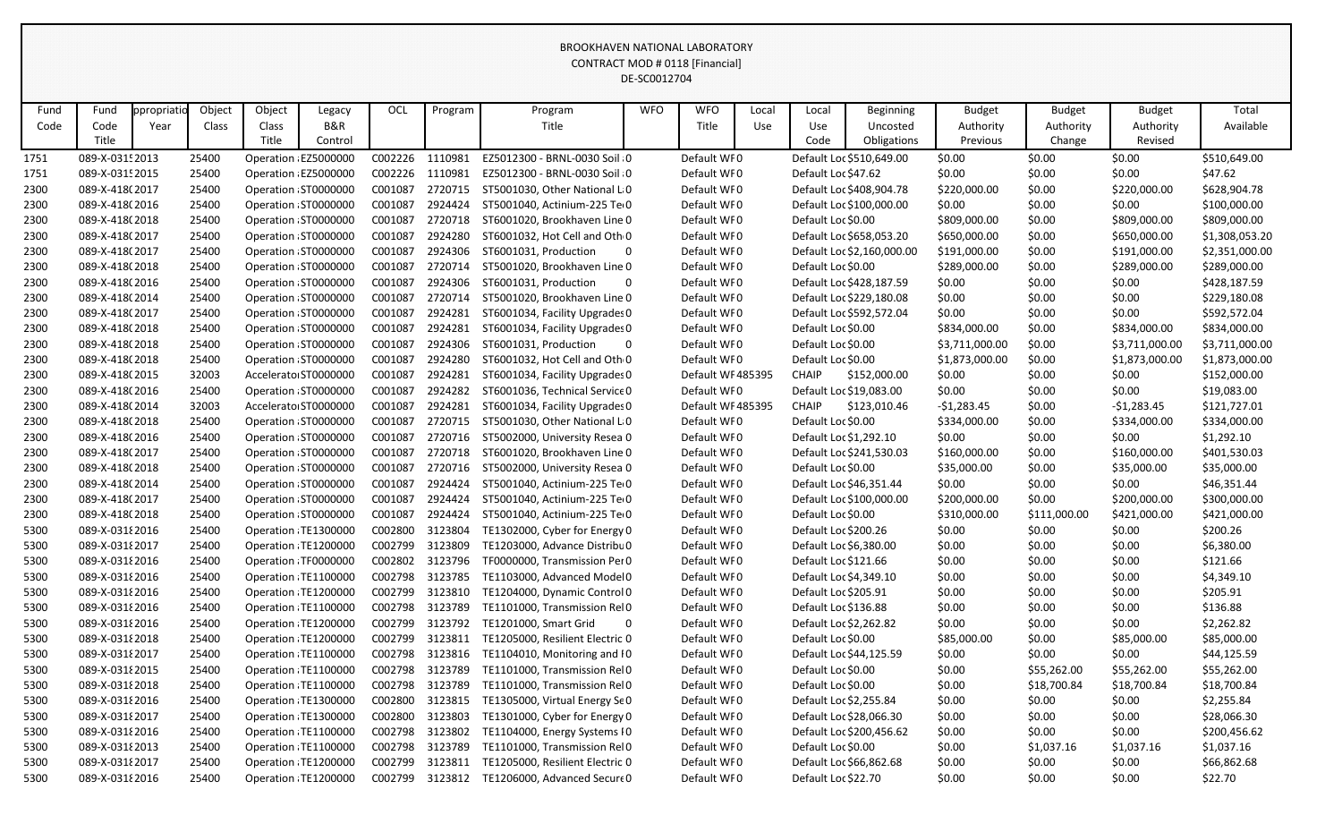BROOKHAVEN NATIONAL LABORATORY
CONTRACT MOD # 0118 [Financial]
DE-SC0012704

| Fund Code | Fund Code Title | ppropriatio Year | Object Class | Object Class Title | Legacy B&R Control | OCL | Program | Program Title | WFO | WFO Title | Local Use | Local Use Code | Beginning Uncosted Obligations | Budget Authority Previous | Budget Authority Change | Budget Authority Revised | Total Available |
|---|---|---|---|---|---|---|---|---|---|---|---|---|---|---|---|---|---|
| 1751 | 089-X-031 | 2013 | 25400 | Operation | EZ5000000 | C002226 | 1110981 | EZ5012300 - BRNL-0030 Soil | 0 | Default WF | 0 | Default Loc | $510,649.00 | $0.00 | $0.00 | $0.00 | $510,649.00 |
| 1751 | 089-X-031 | 2015 | 25400 | Operation | EZ5000000 | C002226 | 1110981 | EZ5012300 - BRNL-0030 Soil | 0 | Default WF | 0 | Default Loc | $47.62 | $0.00 | $0.00 | $0.00 | $47.62 |
| 2300 | 089-X-418 | 2017 | 25400 | Operation | ST0000000 | C001087 | 2720715 | ST5001030, Other National L | 0 | Default WF | 0 | Default Loc | $408,904.78 | $220,000.00 | $0.00 | $220,000.00 | $628,904.78 |
| 2300 | 089-X-418 | 2016 | 25400 | Operation | ST0000000 | C001087 | 2924424 | ST5001040, Actinium-225 Te | 0 | Default WF | 0 | Default Loc | $100,000.00 | $0.00 | $0.00 | $0.00 | $100,000.00 |
| 2300 | 089-X-418 | 2018 | 25400 | Operation | ST0000000 | C001087 | 2720718 | ST6001020, Brookhaven Line | 0 | Default WF | 0 | Default Loc | $0.00 | $809,000.00 | $0.00 | $809,000.00 | $809,000.00 |
| 2300 | 089-X-418 | 2017 | 25400 | Operation | ST0000000 | C001087 | 2924280 | ST6001032, Hot Cell and Oth | 0 | Default WF | 0 | Default Loc | $658,053.20 | $650,000.00 | $0.00 | $650,000.00 | $1,308,053.20 |
| 2300 | 089-X-418 | 2017 | 25400 | Operation | ST0000000 | C001087 | 2924306 | ST6001031, Production | 0 | Default WF | 0 | Default Loc | $2,160,000.00 | $191,000.00 | $0.00 | $191,000.00 | $2,351,000.00 |
| 2300 | 089-X-418 | 2018 | 25400 | Operation | ST0000000 | C001087 | 2720714 | ST5001020, Brookhaven Line | 0 | Default WF | 0 | Default Loc | $0.00 | $289,000.00 | $0.00 | $289,000.00 | $289,000.00 |
| 2300 | 089-X-418 | 2016 | 25400 | Operation | ST0000000 | C001087 | 2924306 | ST6001031, Production | 0 | Default WF | 0 | Default Loc | $428,187.59 | $0.00 | $0.00 | $0.00 | $428,187.59 |
| 2300 | 089-X-418 | 2014 | 25400 | Operation | ST0000000 | C001087 | 2720714 | ST5001020, Brookhaven Line | 0 | Default WF | 0 | Default Loc | $229,180.08 | $0.00 | $0.00 | $0.00 | $229,180.08 |
| 2300 | 089-X-418 | 2017 | 25400 | Operation | ST0000000 | C001087 | 2924281 | ST6001034, Facility Upgrades | 0 | Default WF | 0 | Default Loc | $592,572.04 | $0.00 | $0.00 | $0.00 | $592,572.04 |
| 2300 | 089-X-418 | 2018 | 25400 | Operation | ST0000000 | C001087 | 2924281 | ST6001034, Facility Upgrades | 0 | Default WF | 0 | Default Loc | $0.00 | $834,000.00 | $0.00 | $834,000.00 | $834,000.00 |
| 2300 | 089-X-418 | 2018 | 25400 | Operation | ST0000000 | C001087 | 2924306 | ST6001031, Production | 0 | Default WF | 0 | Default Loc | $0.00 | $3,711,000.00 | $0.00 | $3,711,000.00 | $3,711,000.00 |
| 2300 | 089-X-418 | 2018 | 25400 | Operation | ST0000000 | C001087 | 2924280 | ST6001032, Hot Cell and Oth | 0 | Default WF | 0 | Default Loc | $0.00 | $1,873,000.00 | $0.00 | $1,873,000.00 | $1,873,000.00 |
| 2300 | 089-X-418 | 2015 | 32003 | Accelerato | ST0000000 | C001087 | 2924281 | ST6001034, Facility Upgrades | 0 | Default WF | 485395 | CHAIP | $152,000.00 | $0.00 | $0.00 | $0.00 | $152,000.00 |
| 2300 | 089-X-418 | 2016 | 25400 | Operation | ST0000000 | C001087 | 2924282 | ST6001036, Technical Service | 0 | Default WF | 0 | Default Loc | $19,083.00 | $0.00 | $0.00 | $0.00 | $19,083.00 |
| 2300 | 089-X-418 | 2014 | 32003 | Accelerato | ST0000000 | C001087 | 2924281 | ST6001034, Facility Upgrades | 0 | Default WF | 485395 | CHAIP | $123,010.46 | -$1,283.45 | $0.00 | -$1,283.45 | $121,727.01 |
| 2300 | 089-X-418 | 2018 | 25400 | Operation | ST0000000 | C001087 | 2720715 | ST5001030, Other National L | 0 | Default WF | 0 | Default Loc | $0.00 | $334,000.00 | $0.00 | $334,000.00 | $334,000.00 |
| 2300 | 089-X-418 | 2016 | 25400 | Operation | ST0000000 | C001087 | 2720716 | ST5002000, University Resea | 0 | Default WF | 0 | Default Loc | $1,292.10 | $0.00 | $0.00 | $0.00 | $1,292.10 |
| 2300 | 089-X-418 | 2017 | 25400 | Operation | ST0000000 | C001087 | 2720718 | ST6001020, Brookhaven Line | 0 | Default WF | 0 | Default Loc | $241,530.03 | $160,000.00 | $0.00 | $160,000.00 | $401,530.03 |
| 2300 | 089-X-418 | 2018 | 25400 | Operation | ST0000000 | C001087 | 2720716 | ST5002000, University Resea | 0 | Default WF | 0 | Default Loc | $0.00 | $35,000.00 | $0.00 | $35,000.00 | $35,000.00 |
| 2300 | 089-X-418 | 2014 | 25400 | Operation | ST0000000 | C001087 | 2924424 | ST5001040, Actinium-225 Te | 0 | Default WF | 0 | Default Loc | $46,351.44 | $0.00 | $0.00 | $0.00 | $46,351.44 |
| 2300 | 089-X-418 | 2017 | 25400 | Operation | ST0000000 | C001087 | 2924424 | ST5001040, Actinium-225 Te | 0 | Default WF | 0 | Default Loc | $100,000.00 | $200,000.00 | $0.00 | $200,000.00 | $300,000.00 |
| 2300 | 089-X-418 | 2018 | 25400 | Operation | ST0000000 | C001087 | 2924424 | ST5001040, Actinium-225 Te | 0 | Default WF | 0 | Default Loc | $0.00 | $310,000.00 | $111,000.00 | $421,000.00 | $421,000.00 |
| 5300 | 089-X-031 | 2016 | 25400 | Operation | TE1300000 | C002800 | 3123804 | TE1302000, Cyber for Energy | 0 | Default WF | 0 | Default Loc | $200.26 | $0.00 | $0.00 | $0.00 | $200.26 |
| 5300 | 089-X-031 | 2017 | 25400 | Operation | TE1200000 | C002799 | 3123809 | TE1203000, Advance Distribu | 0 | Default WF | 0 | Default Loc | $6,380.00 | $0.00 | $0.00 | $0.00 | $6,380.00 |
| 5300 | 089-X-031 | 2016 | 25400 | Operation | TF0000000 | C002802 | 3123796 | TF0000000, Transmission Per | 0 | Default WF | 0 | Default Loc | $121.66 | $0.00 | $0.00 | $0.00 | $121.66 |
| 5300 | 089-X-031 | 2016 | 25400 | Operation | TE1100000 | C002798 | 3123785 | TE1103000, Advanced Model | 0 | Default WF | 0 | Default Loc | $4,349.10 | $0.00 | $0.00 | $0.00 | $4,349.10 |
| 5300 | 089-X-031 | 2016 | 25400 | Operation | TE1200000 | C002799 | 3123810 | TE1204000, Dynamic Control | 0 | Default WF | 0 | Default Loc | $205.91 | $0.00 | $0.00 | $0.00 | $205.91 |
| 5300 | 089-X-031 | 2016 | 25400 | Operation | TE1100000 | C002798 | 3123789 | TE1101000, Transmission Rel | 0 | Default WF | 0 | Default Loc | $136.88 | $0.00 | $0.00 | $0.00 | $136.88 |
| 5300 | 089-X-031 | 2016 | 25400 | Operation | TE1200000 | C002799 | 3123792 | TE1201000, Smart Grid | 0 | Default WF | 0 | Default Loc | $2,262.82 | $0.00 | $0.00 | $0.00 | $2,262.82 |
| 5300 | 089-X-031 | 2018 | 25400 | Operation | TE1200000 | C002799 | 3123811 | TE1205000, Resilient Electric | 0 | Default WF | 0 | Default Loc | $0.00 | $85,000.00 | $0.00 | $85,000.00 | $85,000.00 |
| 5300 | 089-X-031 | 2017 | 25400 | Operation | TE1100000 | C002798 | 3123816 | TE1104010, Monitoring and I | 0 | Default WF | 0 | Default Loc | $44,125.59 | $0.00 | $0.00 | $0.00 | $44,125.59 |
| 5300 | 089-X-031 | 2015 | 25400 | Operation | TE1100000 | C002798 | 3123789 | TE1101000, Transmission Rel | 0 | Default WF | 0 | Default Loc | $0.00 | $0.00 | $55,262.00 | $55,262.00 | $55,262.00 |
| 5300 | 089-X-031 | 2018 | 25400 | Operation | TE1100000 | C002798 | 3123789 | TE1101000, Transmission Rel | 0 | Default WF | 0 | Default Loc | $0.00 | $0.00 | $18,700.84 | $18,700.84 | $18,700.84 |
| 5300 | 089-X-031 | 2016 | 25400 | Operation | TE1300000 | C002800 | 3123815 | TE1305000, Virtual Energy Se | 0 | Default WF | 0 | Default Loc | $2,255.84 | $0.00 | $0.00 | $0.00 | $2,255.84 |
| 5300 | 089-X-031 | 2017 | 25400 | Operation | TE1300000 | C002800 | 3123803 | TE1301000, Cyber for Energy | 0 | Default WF | 0 | Default Loc | $28,066.30 | $0.00 | $0.00 | $0.00 | $28,066.30 |
| 5300 | 089-X-031 | 2016 | 25400 | Operation | TE1100000 | C002798 | 3123802 | TE1104000, Energy Systems I | 0 | Default WF | 0 | Default Loc | $200,456.62 | $0.00 | $0.00 | $0.00 | $200,456.62 |
| 5300 | 089-X-031 | 2013 | 25400 | Operation | TE1100000 | C002798 | 3123789 | TE1101000, Transmission Rel | 0 | Default WF | 0 | Default Loc | $0.00 | $0.00 | $1,037.16 | $1,037.16 | $1,037.16 |
| 5300 | 089-X-031 | 2017 | 25400 | Operation | TE1200000 | C002799 | 3123811 | TE1205000, Resilient Electric | 0 | Default WF | 0 | Default Loc | $66,862.68 | $0.00 | $0.00 | $0.00 | $66,862.68 |
| 5300 | 089-X-031 | 2016 | 25400 | Operation | TE1200000 | C002799 | 3123812 | TE1206000, Advanced Secure | 0 | Default WF | 0 | Default Loc | $22.70 | $0.00 | $0.00 | $0.00 | $22.70 |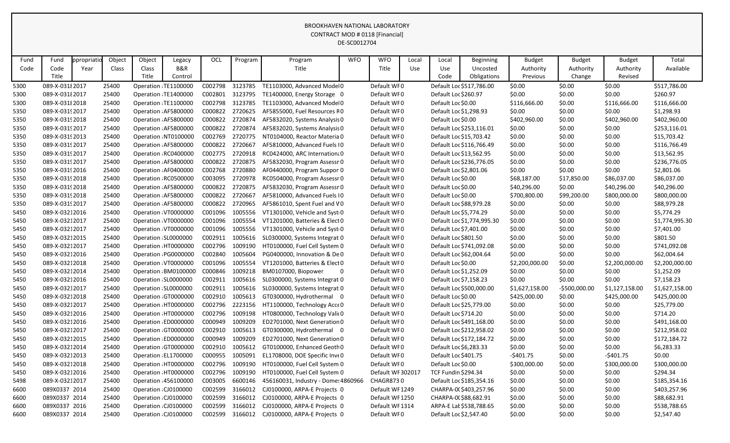BROOKHAVEN NATIONAL LABORATORY
CONTRACT MOD # 0118 [Financial]
DE-SC0012704

| Fund Code | Fund Code Title | ppropriatio Year | Object Class | Object Class Title | Legacy B&R Control | OCL | Program | Program Title | WFO | WFO Title | Local Use | Local Use Code | Beginning Uncosted Obligations | Budget Authority Previous | Budget Authority Change | Budget Authority Revised | Total Available |
|---|---|---|---|---|---|---|---|---|---|---|---|---|---|---|---|---|---|
| 5300 | 089-X-0318 | 2017 | 25400 | Operation | TE1100000 | C002798 | 3123785 | TE1103000, Advanced Model | 0 | Default WF | 0 | Default Loc | $517,786.00 | $0.00 | $0.00 | $0.00 | $517,786.00 |
| 5300 | 089-X-0318 | 2017 | 25400 | Operation | TE1400000 | C002801 | 3123795 | TE1400000, Energy Storage | 0 | Default WF | 0 | Default Loc | $260.97 | $0.00 | $0.00 | $0.00 | $260.97 |
| 5300 | 089-X-0318 | 2018 | 25400 | Operation | TE1100000 | C002798 | 3123785 | TE1103000, Advanced Model | 0 | Default WF | 0 | Default Loc | $0.00 | $116,666.00 | $0.00 | $116,666.00 | $116,666.00 |
| 5350 | 089-X-0319 | 2017 | 25400 | Operation | AF5800000 | C000822 | 2720625 | AF5855000, Fuel Resources R | 0 | Default WF | 0 | Default Loc | $1,298.93 | $0.00 | $0.00 | $0.00 | $1,298.93 |
| 5350 | 089-X-0319 | 2018 | 25400 | Operation | AF5800000 | C000822 | 2720874 | AF5832020, Systems Analysis | 0 | Default WF | 0 | Default Loc | $0.00 | $402,960.00 | $0.00 | $402,960.00 | $402,960.00 |
| 5350 | 089-X-0319 | 2017 | 25400 | Operation | AF5800000 | C000822 | 2720874 | AF5832020, Systems Analysis | 0 | Default WF | 0 | Default Loc | $253,116.01 | $0.00 | $0.00 | $0.00 | $253,116.01 |
| 5350 | 089-X-0319 | 2013 | 25400 | Operation | NT0100000 | C002769 | 2720775 | NT0104000, Reactor Materia | 0 | Default WF | 0 | Default Loc | $15,703.42 | $0.00 | $0.00 | $0.00 | $15,703.42 |
| 5350 | 089-X-0319 | 2017 | 25400 | Operation | AF5800000 | C000822 | 2720667 | AF5810000, Advanced Fuels I | 0 | Default WF | 0 | Default Loc | $116,766.49 | $0.00 | $0.00 | $0.00 | $116,766.49 |
| 5350 | 089-X-0319 | 2017 | 25400 | Operation | RC0400000 | C002775 | 2720918 | RC0424000, ARC Internation | 0 | Default WF | 0 | Default Loc | $13,562.95 | $0.00 | $0.00 | $0.00 | $13,562.95 |
| 5350 | 089-X-0319 | 2017 | 25400 | Operation | AF5800000 | C000822 | 2720875 | AF5832030, Program Assessr | 0 | Default WF | 0 | Default Loc | $236,776.05 | $0.00 | $0.00 | $0.00 | $236,776.05 |
| 5350 | 089-X-0319 | 2016 | 25400 | Operation | AF0400000 | C002768 | 2720880 | AF0440000, Program Suppor | 0 | Default WF | 0 | Default Loc | $2,801.06 | $0.00 | $0.00 | $0.00 | $2,801.06 |
| 5350 | 089-X-0319 | 2018 | 25400 | Operation | RC0500000 | C003095 | 2720978 | RC0504000, Program Assessr | 0 | Default WF | 0 | Default Loc | $0.00 | $68,187.00 | $17,850.00 | $86,037.00 | $86,037.00 |
| 5350 | 089-X-0319 | 2018 | 25400 | Operation | AF5800000 | C000822 | 2720875 | AF5832030, Program Assessr | 0 | Default WF | 0 | Default Loc | $0.00 | $40,296.00 | $0.00 | $40,296.00 | $40,296.00 |
| 5350 | 089-X-0319 | 2018 | 25400 | Operation | AF5800000 | C000822 | 2720667 | AF5810000, Advanced Fuels I | 0 | Default WF | 0 | Default Loc | $0.00 | $700,800.00 | $99,200.00 | $800,000.00 | $800,000.00 |
| 5350 | 089-X-0319 | 2017 | 25400 | Operation | AF5800000 | C000822 | 2720965 | AF5861010, Spent Fuel and V | 0 | Default WF | 0 | Default Loc | $88,979.28 | $0.00 | $0.00 | $0.00 | $88,979.28 |
| 5450 | 089-X-0321 | 2016 | 25400 | Operation | VT0000000 | C001096 | 1005556 | VT1301000, Vehicle and Syst | 0 | Default WF | 0 | Default Loc | $5,774.29 | $0.00 | $0.00 | $0.00 | $5,774.29 |
| 5450 | 089-X-0321 | 2017 | 25400 | Operation | VT0000000 | C001096 | 1005554 | VT1201000, Batteries & Elect | 0 | Default WF | 0 | Default Loc | $1,774,995.30 | $0.00 | $0.00 | $0.00 | $1,774,995.30 |
| 5450 | 089-X-0321 | 2017 | 25400 | Operation | VT0000000 | C001096 | 1005556 | VT1301000, Vehicle and Syst | 0 | Default WF | 0 | Default Loc | $7,401.00 | $0.00 | $0.00 | $0.00 | $7,401.00 |
| 5450 | 089-X-0321 | 2015 | 25400 | Operation | SL0000000 | C002911 | 1005616 | SL0300000, Systems Integrat | 0 | Default WF | 0 | Default Loc | $801.50 | $0.00 | $0.00 | $0.00 | $801.50 |
| 5450 | 089-X-0321 | 2017 | 25400 | Operation | HT0000000 | C002796 | 1009190 | HT0100000, Fuel Cell System | 0 | Default WF | 0 | Default Loc | $741,092.08 | $0.00 | $0.00 | $0.00 | $741,092.08 |
| 5450 | 089-X-0321 | 2016 | 25400 | Operation | PG0000000 | C002840 | 1005604 | PG0400000, Innovation & De | 0 | Default WF | 0 | Default Loc | $62,004.64 | $0.00 | $0.00 | $0.00 | $62,004.64 |
| 5450 | 089-X-0321 | 2018 | 25400 | Operation | VT0000000 | C001096 | 1005554 | VT1201000, Batteries & Elect | 0 | Default WF | 0 | Default Loc | $0.00 | $2,200,000.00 | $0.00 | $2,200,000.00 | $2,200,000.00 |
| 5450 | 089-X-0321 | 2014 | 25400 | Operation | BM0100000 | C000846 | 1009218 | BM0107000, Biopower | 0 | Default WF | 0 | Default Loc | $1,252.09 | $0.00 | $0.00 | $0.00 | $1,252.09 |
| 5450 | 089-X-0321 | 2016 | 25400 | Operation | SL0000000 | C002911 | 1005616 | SL0300000, Systems Integrat | 0 | Default WF | 0 | Default Loc | $7,158.23 | $0.00 | $0.00 | $0.00 | $7,158.23 |
| 5450 | 089-X-0321 | 2017 | 25400 | Operation | SL0000000 | C002911 | 1005616 | SL0300000, Systems Integrat | 0 | Default WF | 0 | Default Loc | $500,000.00 | $1,627,158.00 | -$500,000.00 | $1,127,158.00 | $1,627,158.00 |
| 5450 | 089-X-0321 | 2018 | 25400 | Operation | GT0000000 | C002910 | 1005613 | GT0300000, Hydrothermal | 0 | Default WF | 0 | Default Loc | $0.00 | $425,000.00 | $0.00 | $425,000.00 | $425,000.00 |
| 5450 | 089-X-0321 | 2017 | 25400 | Operation | HT0000000 | C002796 | 2223156 | HT1100000, Technology Acce | 0 | Default WF | 0 | Default Loc | $25,779.00 | $0.00 | $0.00 | $0.00 | $25,779.00 |
| 5450 | 089-X-0321 | 2016 | 25400 | Operation | HT0000000 | C002796 | 1009198 | HT0800000, Technology Vali | 0 | Default WF | 0 | Default Loc | $714.20 | $0.00 | $0.00 | $0.00 | $714.20 |
| 5450 | 089-X-0321 | 2016 | 25400 | Operation | ED0000000 | C000949 | 1009209 | ED2701000, Next Generation | 0 | Default WF | 0 | Default Loc | $491,168.00 | $0.00 | $0.00 | $0.00 | $491,168.00 |
| 5450 | 089-X-0321 | 2017 | 25400 | Operation | GT0000000 | C002910 | 1005613 | GT0300000, Hydrothermal | 0 | Default WF | 0 | Default Loc | $212,958.02 | $0.00 | $0.00 | $0.00 | $212,958.02 |
| 5450 | 089-X-0321 | 2015 | 25400 | Operation | ED0000000 | C000949 | 1009209 | ED2701000, Next Generation | 0 | Default WF | 0 | Default Loc | $172,184.72 | $0.00 | $0.00 | $0.00 | $172,184.72 |
| 5450 | 089-X-0321 | 2014 | 25400 | Operation | GT0000000 | C002910 | 1005612 | GT0100000, Enhanced Geoth | 0 | Default WF | 0 | Default Loc | $6,283.33 | $0.00 | $0.00 | $0.00 | $6,283.33 |
| 5450 | 089-X-0321 | 2013 | 25400 | Operation | EL1700000 | C000955 | 1005091 | EL1708000, DOE Specific Inv | 0 | Default WF | 0 | Default Loc | $401.75 | -$401.75 | $0.00 | -$401.75 | $0.00 |
| 5450 | 089-X-0321 | 2018 | 25400 | Operation | HT0000000 | C002796 | 1009190 | HT0100000, Fuel Cell System | 0 | Default WF | 0 | Default Loc | $0.00 | $300,000.00 | $0.00 | $300,000.00 | $300,000.00 |
| 5450 | 089-X-0321 | 2016 | 25400 | Operation | HT0000000 | C002796 | 1009190 | HT0100000, Fuel Cell System | 0 | Default WF | 302017 | TCF Fundin | $294.34 | $0.00 | $0.00 | $0.00 | $294.34 |
| 5498 | 089-X-0321 | 2017 | 25400 | Operation | 456100000 | C003005 | 6600146 | 456160031, Industry - Dome | 4860966 | CHAGR873 | 0 | Default Loc | $185,354.16 | $0.00 | $0.00 | $0.00 | $185,354.16 |
| 6600 | 089X0337 | 2014 | 25400 | Operation | CJ0100000 | C002599 | 3166012 | CJ0100000, ARPA-E Projects | 0 | Default WF | 1249 | CHARPA-0( | $403,257.96 | $0.00 | $0.00 | $0.00 | $403,257.96 |
| 6600 | 089X0337 | 2014 | 25400 | Operation | CJ0100000 | C002599 | 3166012 | CJ0100000, ARPA-E Projects | 0 | Default WF | 1250 | CHARPA-0( | $88,682.91 | $0.00 | $0.00 | $0.00 | $88,682.91 |
| 6600 | 089X0337 | 2016 | 25400 | Operation | CJ0100000 | C002599 | 3166012 | CJ0100000, ARPA-E Projects | 0 | Default WF | 1314 | ARPA-E Lat | $538,788.65 | $0.00 | $0.00 | $0.00 | $538,788.65 |
| 6600 | 089X0337 | 2014 | 25400 | Operation | CJ0100000 | C002599 | 3166012 | CJ0100000, ARPA-E Projects | 0 | Default WF | 0 | Default Loc | $2,547.40 | $0.00 | $0.00 | $0.00 | $2,547.40 |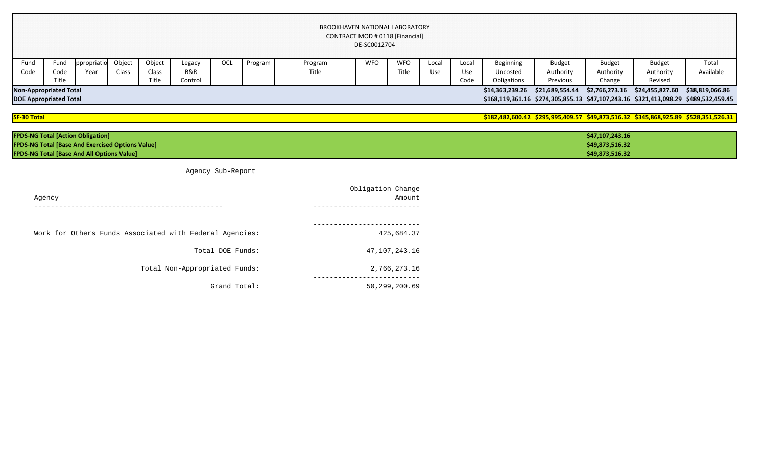BROOKHAVEN NATIONAL LABORATORY
CONTRACT MOD # 0118 [Financial]
DE-SC0012704

| Fund Code | Fund Code Title | ppropriatio Year | Object Class | Object Class Title | Legacy B&R Control | OCL | Program | Program Title | WFO | WFO Title | Local Use | Local Use Code | Beginning Uncosted Obligations | Budget Authority Previous | Budget Authority Change | Budget Authority Revised | Total Available |
|---|---|---|---|---|---|---|---|---|---|---|---|---|---|---|---|---|---|
| **Non-Appropriated Total** | | | | | | | | | | | | | **$14,363,239.26** | **$21,689,554.44** | **$2,766,273.16** | **$24,455,827.60** | **$38,819,066.86** |
| **DOE Appropriated Total** | | | | | | | | | | | | | **$168,119,361.16** | **$274,305,855.13** | **$47,107,243.16** | **$321,413,098.29** | **$489,532,459.45** |
| **SF-30 Total** | | | | | | | | | | | | | **$182,482,600.42** | **$295,995,409.57** | **$49,873,516.32** | **$345,868,925.89** | **$528,351,526.31** |
| **FPDS-NG Total [Action Obligation]** | | | | | | | | | | | | | | | **$47,107,243.16** | | |
| **FPDS-NG Total [Base And Exercised Options Value]** | | | | | | | | | | | | | | | **$49,873,516.32** | | |
| **FPDS-NG Total [Base And All Options Value]** | | | | | | | | | | | | | | | **$49,873,516.32** | | |

```
                              Agency Sub-Report

                                                              Obligation Change
Agency                                                                   Amount
----------------------------------------------            -------------------------

                                                          -------------------------
Work for Others Funds Associated with Federal Agencies:                425,684.37

                                      Total DOE Funds:              47,107,243.16

                         Total Non-Appropriated Funds:               2,766,273.16
                                                          -------------------------
                                          Grand Total:              50,299,200.69
```